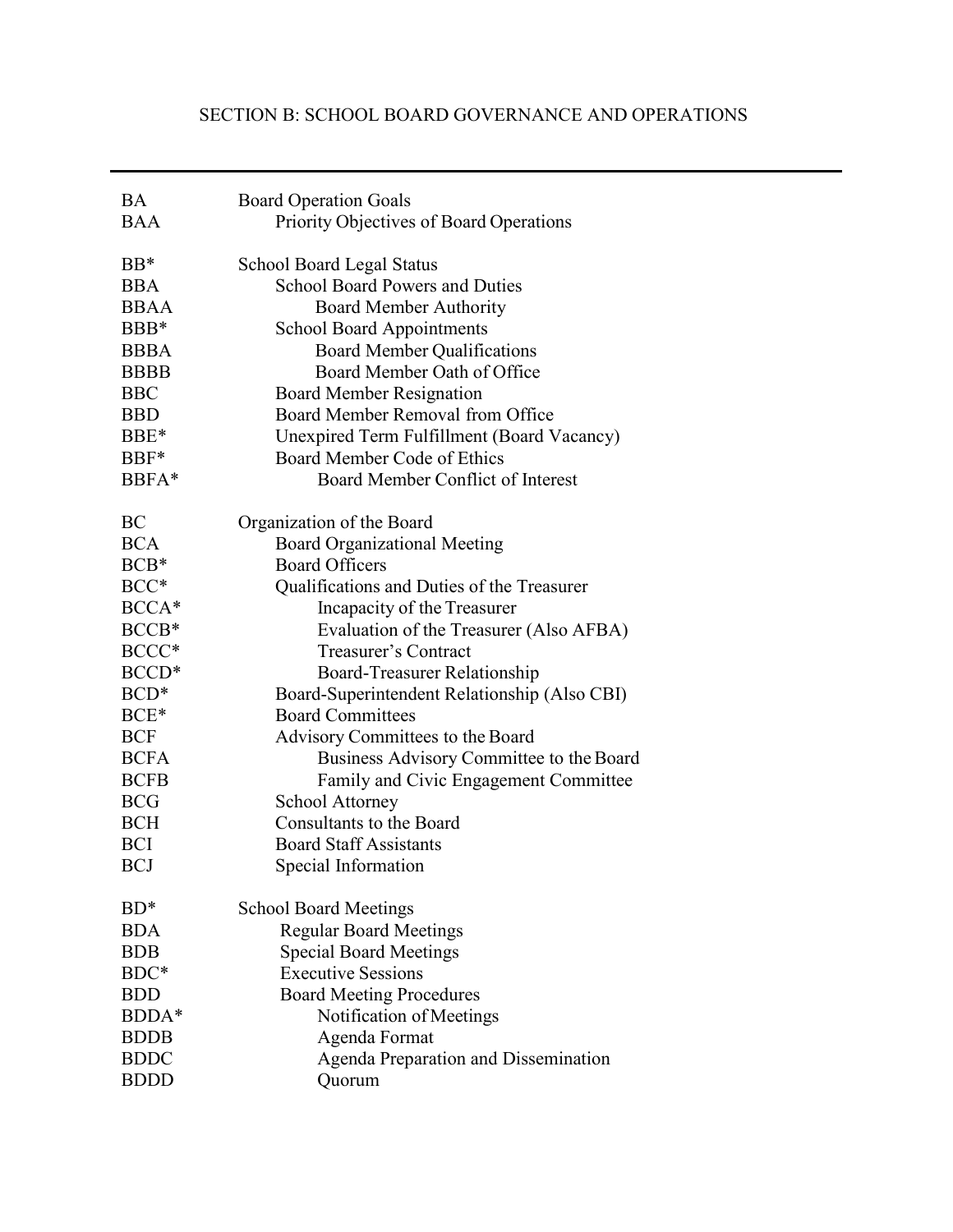# SECTION B: SCHOOL BOARD GOVERNANCE AND OPERATIONS

---

| | |
|---|---|
| BA | Board Operation Goals |
| BAA | Priority Objectives of Board Operations |
| | |
| BB* | School Board Legal Status |
| BBA | School Board Powers and Duties |
| BBAA | Board Member Authority |
| BBB* | School Board Appointments |
| BBBA | Board Member Qualifications |
| BBBB | Board Member Oath of Office |
| BBC | Board Member Resignation |
| BBD | Board Member Removal from Office |
| BBE* | Unexpired Term Fulfillment (Board Vacancy) |
| BBF* | Board Member Code of Ethics |
| BBFA* | Board Member Conflict of Interest |
| | |
| BC | Organization of the Board |
| BCA | Board Organizational Meeting |
| BCB* | Board Officers |
| BCC* | Qualifications and Duties of the Treasurer |
| BCCA* | Incapacity of the Treasurer |
| BCCB* | Evaluation of the Treasurer (Also AFBA) |
| BCCC* | Treasurer's Contract |
| BCCD* | Board-Treasurer Relationship |
| BCD* | Board-Superintendent Relationship (Also CBI) |
| BCE* | Board Committees |
| BCF | Advisory Committees to the Board |
| BCFA | Business Advisory Committee to the Board |
| BCFB | Family and Civic Engagement Committee |
| BCG | School Attorney |
| BCH | Consultants to the Board |
| BCI | Board Staff Assistants |
| BCJ | Special Information |
| | |
| BD* | School Board Meetings |
| BDA | Regular Board Meetings |
| BDB | Special Board Meetings |
| BDC* | Executive Sessions |
| BDD | Board Meeting Procedures |
| BDDA* | Notification of Meetings |
| BDDB | Agenda Format |
| BDDC | Agenda Preparation and Dissemination |
| BDDD | Quorum |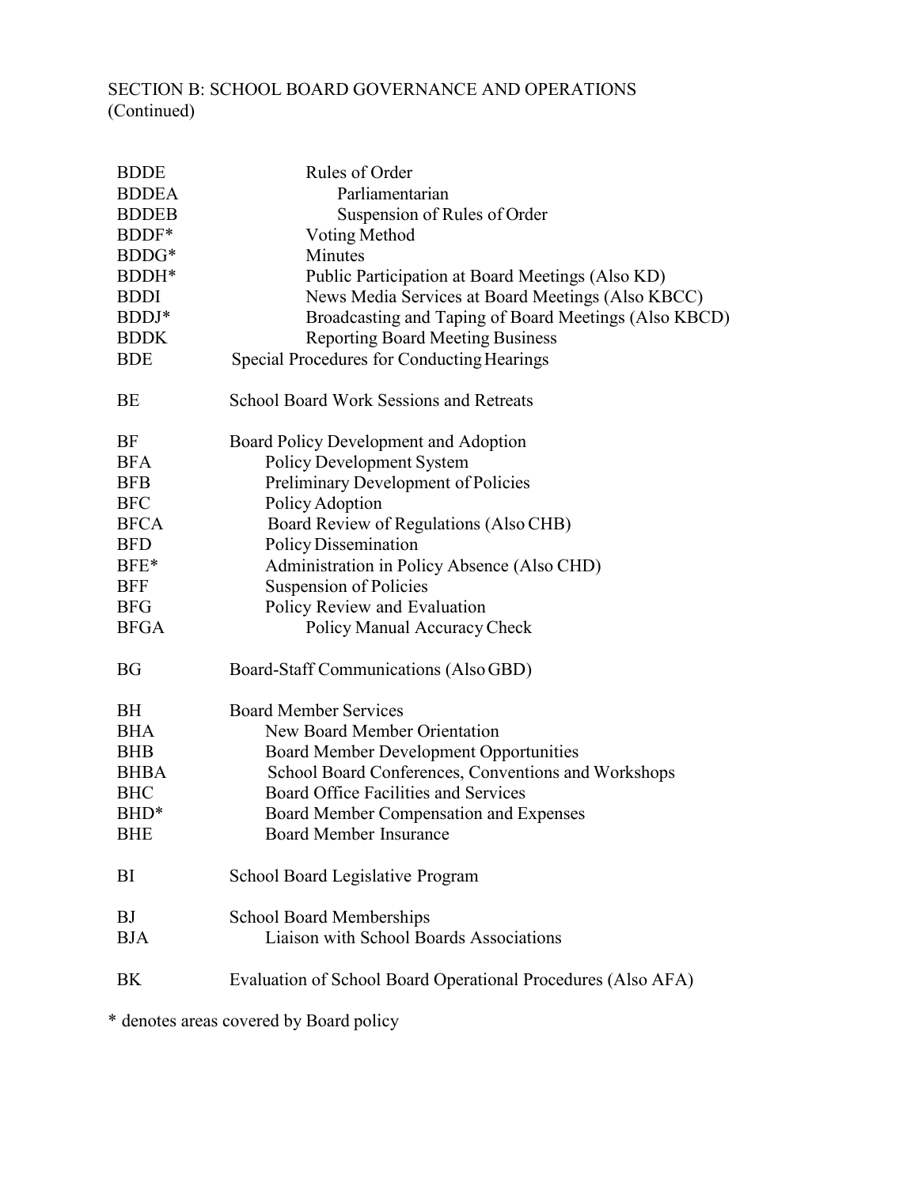SECTION B: SCHOOL BOARD GOVERNANCE AND OPERATIONS
(Continued)

| | |
|---|---|
| BDDE | Rules of Order |
| BDDEA | Parliamentarian |
| BDDEB | Suspension of Rules of Order |
| BDDF* | Voting Method |
| BDDG* | Minutes |
| BDDH* | Public Participation at Board Meetings (Also KD) |
| BDDI | News Media Services at Board Meetings (Also KBCC) |
| BDDJ* | Broadcasting and Taping of Board Meetings (Also KBCD) |
| BDDK | Reporting Board Meeting Business |
| BDE | Special Procedures for Conducting Hearings |
| | |
| BE | School Board Work Sessions and Retreats |
| | |
| BF | Board Policy Development and Adoption |
| BFA | Policy Development System |
| BFB | Preliminary Development of Policies |
| BFC | Policy Adoption |
| BFCA | Board Review of Regulations (Also CHB) |
| BFD | Policy Dissemination |
| BFE* | Administration in Policy Absence (Also CHD) |
| BFF | Suspension of Policies |
| BFG | Policy Review and Evaluation |
| BFGA | Policy Manual Accuracy Check |
| | |
| BG | Board-Staff Communications (Also GBD) |
| | |
| BH | Board Member Services |
| BHA | New Board Member Orientation |
| BHB | Board Member Development Opportunities |
| BHBA | School Board Conferences, Conventions and Workshops |
| BHC | Board Office Facilities and Services |
| BHD* | Board Member Compensation and Expenses |
| BHE | Board Member Insurance |
| | |
| BI | School Board Legislative Program |
| | |
| BJ | School Board Memberships |
| BJA | Liaison with School Boards Associations |
| | |
| BK | Evaluation of School Board Operational Procedures (Also AFA) |

* denotes areas covered by Board policy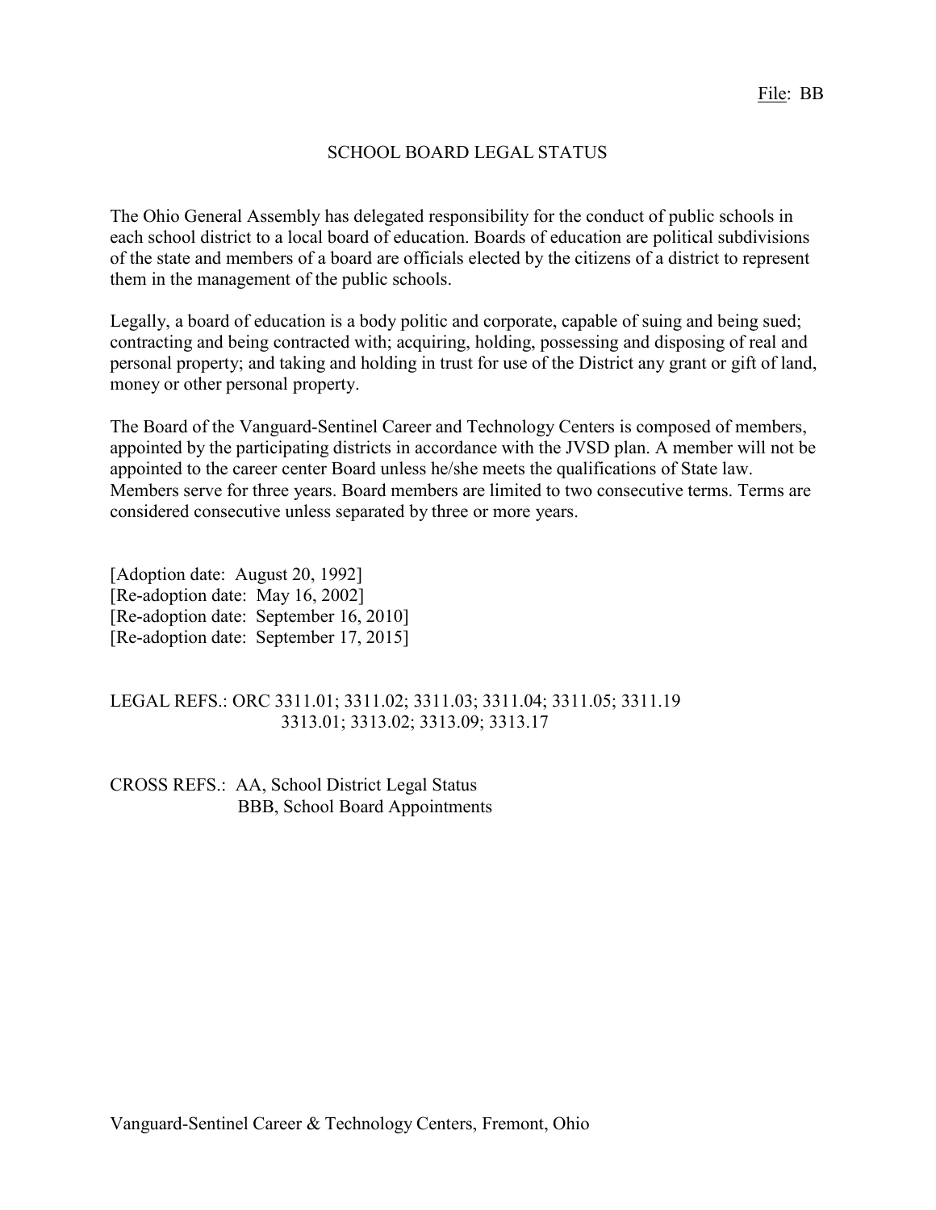File: BB

# SCHOOL BOARD LEGAL STATUS

The Ohio General Assembly has delegated responsibility for the conduct of public schools in each school district to a local board of education. Boards of education are political subdivisions of the state and members of a board are officials elected by the citizens of a district to represent them in the management of the public schools.

Legally, a board of education is a body politic and corporate, capable of suing and being sued; contracting and being contracted with; acquiring, holding, possessing and disposing of real and personal property; and taking and holding in trust for use of the District any grant or gift of land, money or other personal property.

The Board of the Vanguard-Sentinel Career and Technology Centers is composed of members, appointed by the participating districts in accordance with the JVSD plan. A member will not be appointed to the career center Board unless he/she meets the qualifications of State law. Members serve for three years. Board members are limited to two consecutive terms. Terms are considered consecutive unless separated by three or more years.

[Adoption date: August 20, 1992]
[Re-adoption date: May 16, 2002]
[Re-adoption date: September 16, 2010]
[Re-adoption date: September 17, 2015]

LEGAL REFS.: ORC 3311.01; 3311.02; 3311.03; 3311.04; 3311.05; 3311.19
3313.01; 3313.02; 3313.09; 3313.17

CROSS REFS.: AA, School District Legal Status
BBB, School Board Appointments

Vanguard-Sentinel Career & Technology Centers, Fremont, Ohio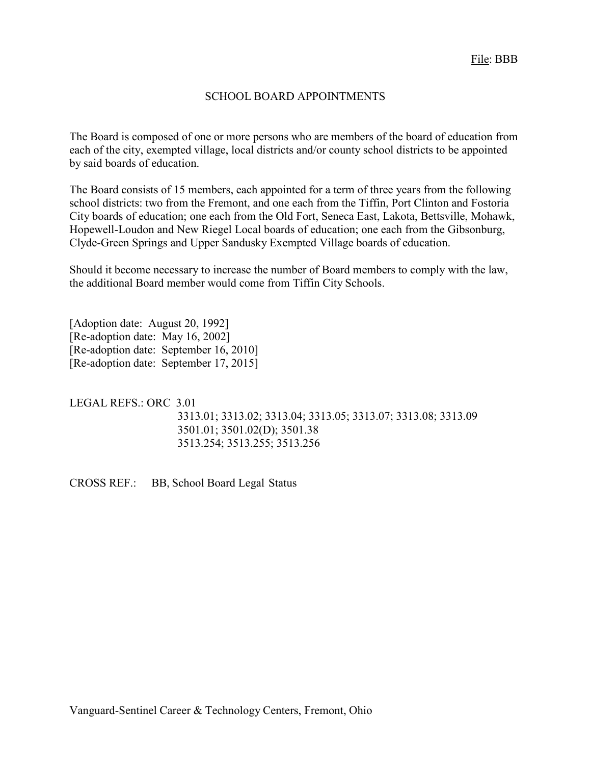File: BBB

# SCHOOL BOARD APPOINTMENTS

The Board is composed of one or more persons who are members of the board of education from each of the city, exempted village, local districts and/or county school districts to be appointed by said boards of education.

The Board consists of 15 members, each appointed for a term of three years from the following school districts: two from the Fremont, and one each from the Tiffin, Port Clinton and Fostoria City boards of education; one each from the Old Fort, Seneca East, Lakota, Bettsville, Mohawk, Hopewell-Loudon and New Riegel Local boards of education; one each from the Gibsonburg, Clyde-Green Springs and Upper Sandusky Exempted Village boards of education.

Should it become necessary to increase the number of Board members to comply with the law, the additional Board member would come from Tiffin City Schools.

[Adoption date: August 20, 1992]
[Re-adoption date: May 16, 2002]
[Re-adoption date: September 16, 2010]
[Re-adoption date: September 17, 2015]

LEGAL REFS.: ORC 3.01
3313.01; 3313.02; 3313.04; 3313.05; 3313.07; 3313.08; 3313.09
3501.01; 3501.02(D); 3501.38
3513.254; 3513.255; 3513.256

CROSS REF.: BB, School Board Legal Status

Vanguard-Sentinel Career & Technology Centers, Fremont, Ohio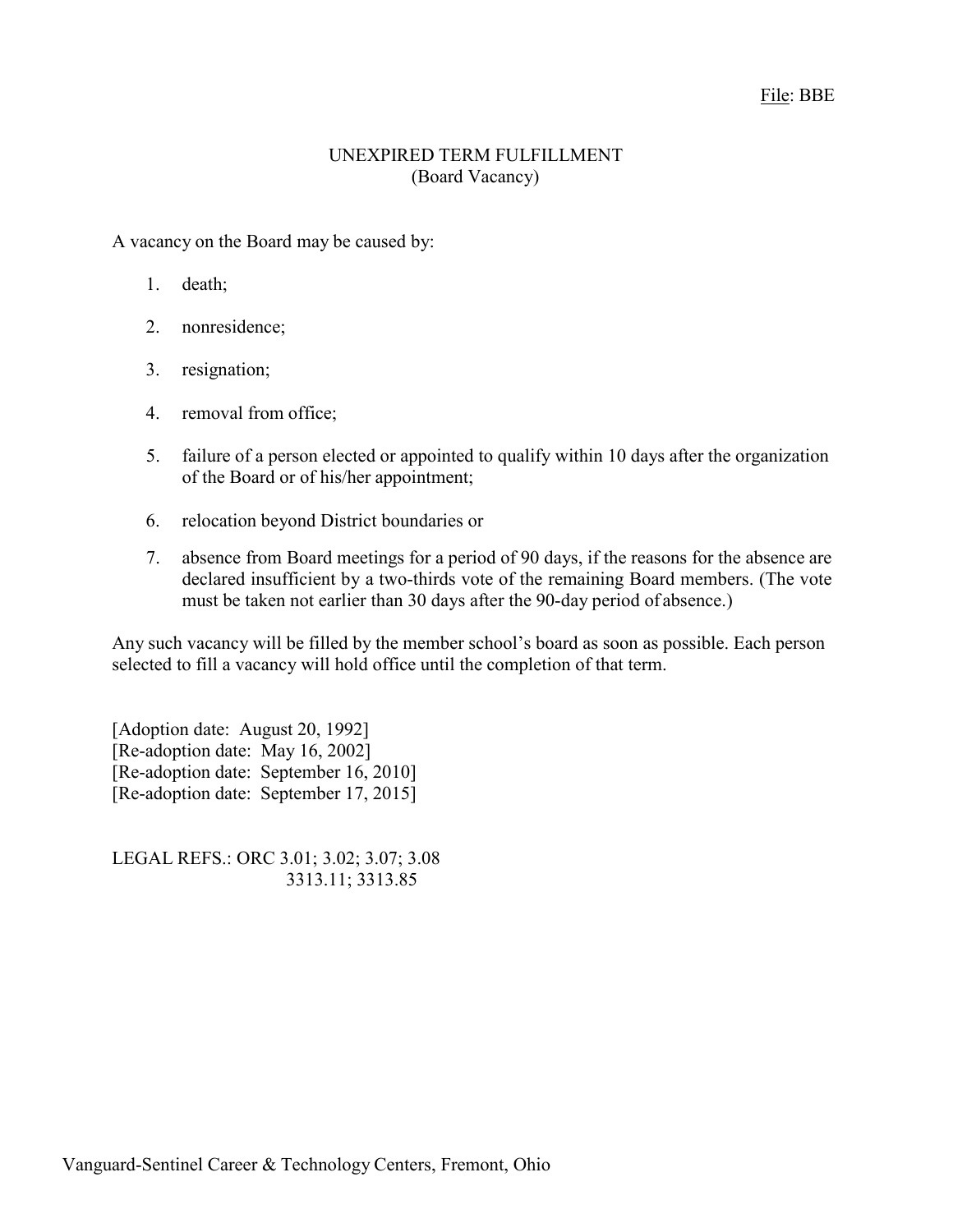File: BBE

# UNEXPIRED TERM FULFILLMENT
## (Board Vacancy)

A vacancy on the Board may be caused by:

1. death;

2. nonresidence;

3. resignation;

4. removal from office;

5. failure of a person elected or appointed to qualify within 10 days after the organization of the Board or of his/her appointment;

6. relocation beyond District boundaries or

7. absence from Board meetings for a period of 90 days, if the reasons for the absence are declared insufficient by a two-thirds vote of the remaining Board members. (The vote must be taken not earlier than 30 days after the 90-day period of absence.)

Any such vacancy will be filled by the member school's board as soon as possible. Each person selected to fill a vacancy will hold office until the completion of that term.

[Adoption date: August 20, 1992]
[Re-adoption date: May 16, 2002]
[Re-adoption date: September 16, 2010]
[Re-adoption date: September 17, 2015]

LEGAL REFS.: ORC 3.01; 3.02; 3.07; 3.08
3313.11; 3313.85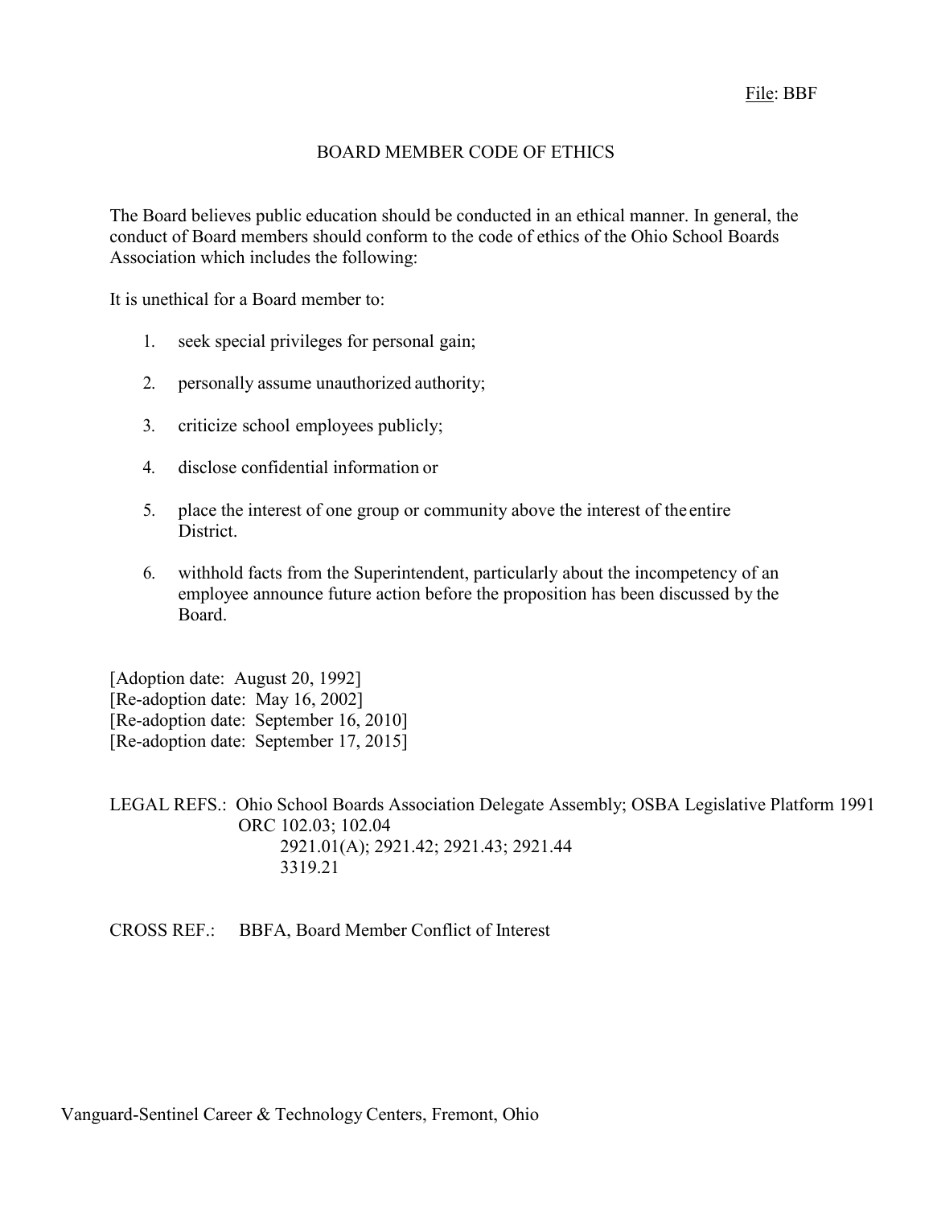File: BBF

# BOARD MEMBER CODE OF ETHICS

The Board believes public education should be conducted in an ethical manner. In general, the conduct of Board members should conform to the code of ethics of the Ohio School Boards Association which includes the following:

It is unethical for a Board member to:

1. seek special privileges for personal gain;
2. personally assume unauthorized authority;
3. criticize school employees publicly;
4. disclose confidential information or
5. place the interest of one group or community above the interest of the entire District.
6. withhold facts from the Superintendent, particularly about the incompetency of an employee announce future action before the proposition has been discussed by the Board.

[Adoption date: August 20, 1992]
[Re-adoption date: May 16, 2002]
[Re-adoption date: September 16, 2010]
[Re-adoption date: September 17, 2015]

LEGAL REFS.: Ohio School Boards Association Delegate Assembly; OSBA Legislative Platform 1991
ORC 102.03; 102.04
2921.01(A); 2921.42; 2921.43; 2921.44
3319.21

CROSS REF.: BBFA, Board Member Conflict of Interest

Vanguard-Sentinel Career & Technology Centers, Fremont, Ohio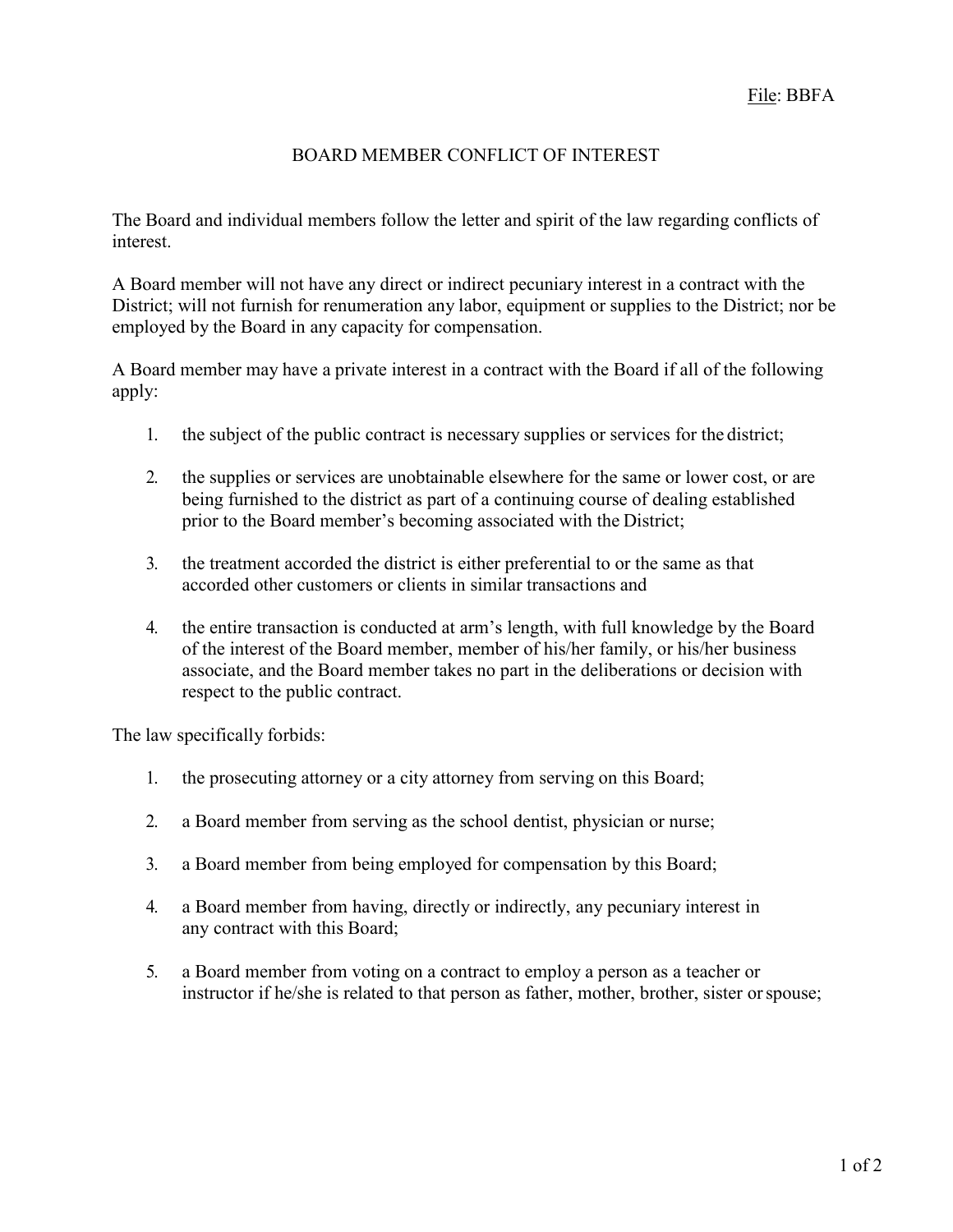File: BBFA

# BOARD MEMBER CONFLICT OF INTEREST

The Board and individual members follow the letter and spirit of the law regarding conflicts of interest.

A Board member will not have any direct or indirect pecuniary interest in a contract with the District; will not furnish for renumeration any labor, equipment or supplies to the District; nor be employed by the Board in any capacity for compensation.

A Board member may have a private interest in a contract with the Board if all of the following apply:

1. the subject of the public contract is necessary supplies or services for the district;
2. the supplies or services are unobtainable elsewhere for the same or lower cost, or are being furnished to the district as part of a continuing course of dealing established prior to the Board member's becoming associated with the District;
3. the treatment accorded the district is either preferential to or the same as that accorded other customers or clients in similar transactions and
4. the entire transaction is conducted at arm's length, with full knowledge by the Board of the interest of the Board member, member of his/her family, or his/her business associate, and the Board member takes no part in the deliberations or decision with respect to the public contract.

The law specifically forbids:

1. the prosecuting attorney or a city attorney from serving on this Board;
2. a Board member from serving as the school dentist, physician or nurse;
3. a Board member from being employed for compensation by this Board;
4. a Board member from having, directly or indirectly, any pecuniary interest in any contract with this Board;
5. a Board member from voting on a contract to employ a person as a teacher or instructor if he/she is related to that person as father, mother, brother, sister or spouse;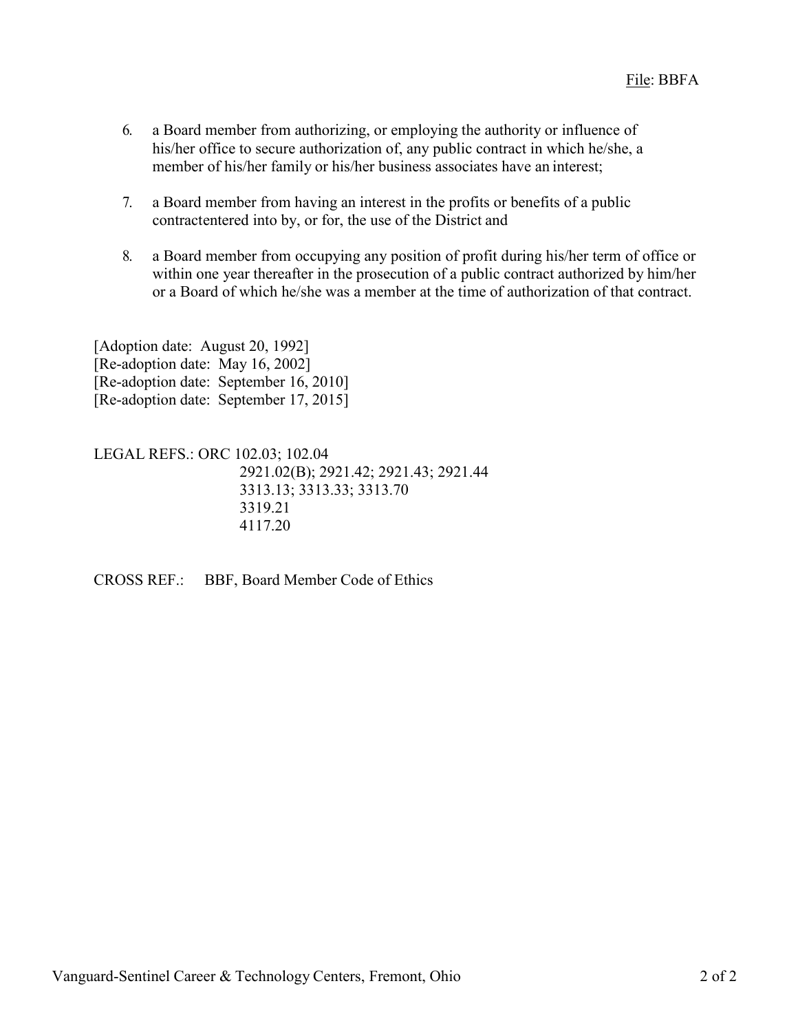6. a Board member from authorizing, or employing the authority or influence of his/her office to secure authorization of, any public contract in which he/she, a member of his/her family or his/her business associates have an interest;

7. a Board member from having an interest in the profits or benefits of a public contractentered into by, or for, the use of the District and

8. a Board member from occupying any position of profit during his/her term of office or within one year thereafter in the prosecution of a public contract authorized by him/her or a Board of which he/she was a member at the time of authorization of that contract.

[Adoption date: August 20, 1992]
[Re-adoption date: May 16, 2002]
[Re-adoption date: September 16, 2010]
[Re-adoption date: September 17, 2015]

LEGAL REFS.: ORC 102.03; 102.04
2921.02(B); 2921.42; 2921.43; 2921.44
3313.13; 3313.33; 3313.70
3319.21
4117.20

CROSS REF.: BBF, Board Member Code of Ethics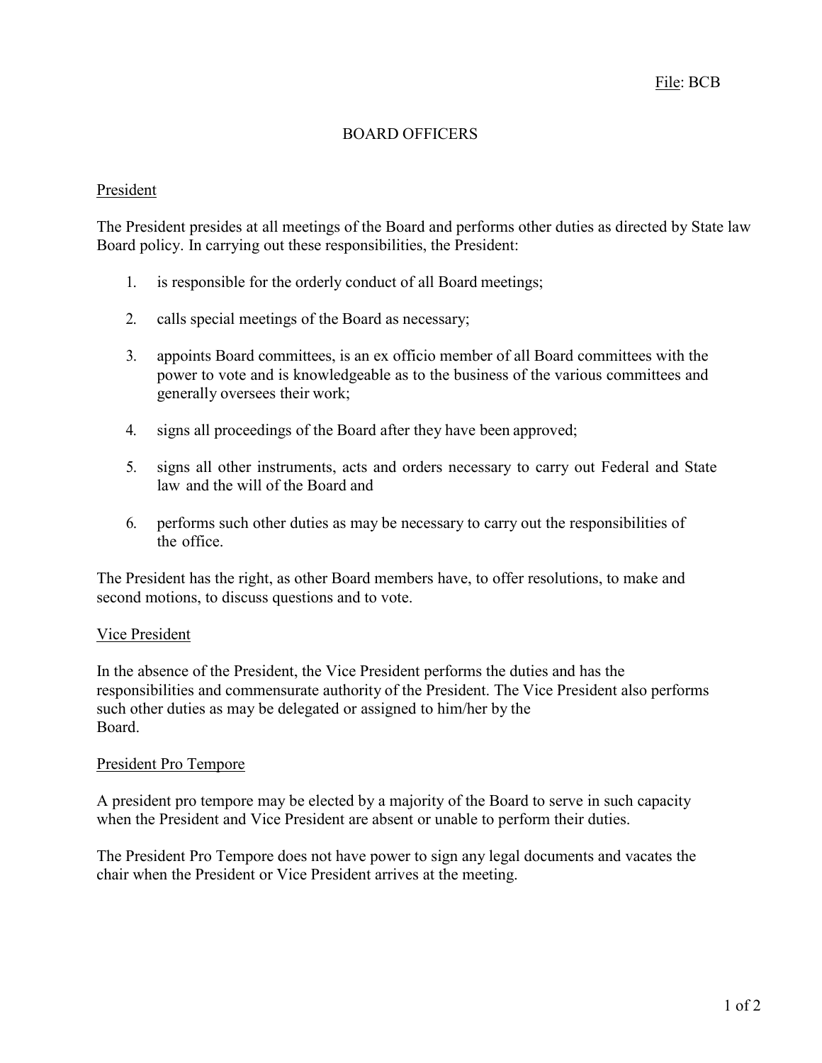File: BCB

# BOARD OFFICERS

## President

The President presides at all meetings of the Board and performs other duties as directed by State law Board policy. In carrying out these responsibilities, the President:

1. is responsible for the orderly conduct of all Board meetings;

2. calls special meetings of the Board as necessary;

3. appoints Board committees, is an ex officio member of all Board committees with the power to vote and is knowledgeable as to the business of the various committees and generally oversees their work;

4. signs all proceedings of the Board after they have been approved;

5. signs all other instruments, acts and orders necessary to carry out Federal and State law and the will of the Board and

6. performs such other duties as may be necessary to carry out the responsibilities of the office.

The President has the right, as other Board members have, to offer resolutions, to make and second motions, to discuss questions and to vote.

## Vice President

In the absence of the President, the Vice President performs the duties and has the responsibilities and commensurate authority of the President. The Vice President also performs such other duties as may be delegated or assigned to him/her by the Board.

## President Pro Tempore

A president pro tempore may be elected by a majority of the Board to serve in such capacity when the President and Vice President are absent or unable to perform their duties.

The President Pro Tempore does not have power to sign any legal documents and vacates the chair when the President or Vice President arrives at the meeting.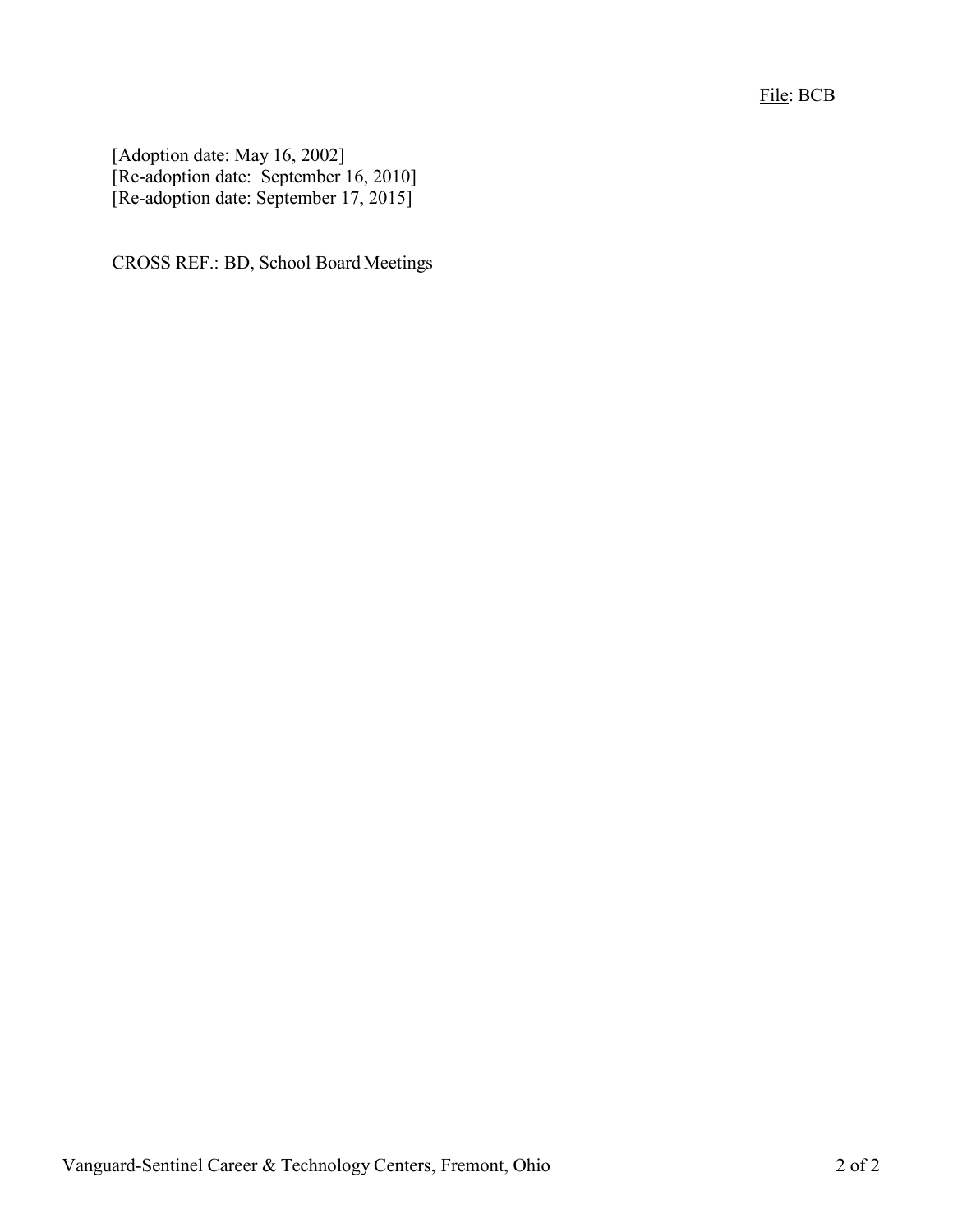[Adoption date: May 16, 2002]
[Re-adoption date: September 16, 2010]
[Re-adoption date: September 17, 2015]

CROSS REF.: BD, School Board Meetings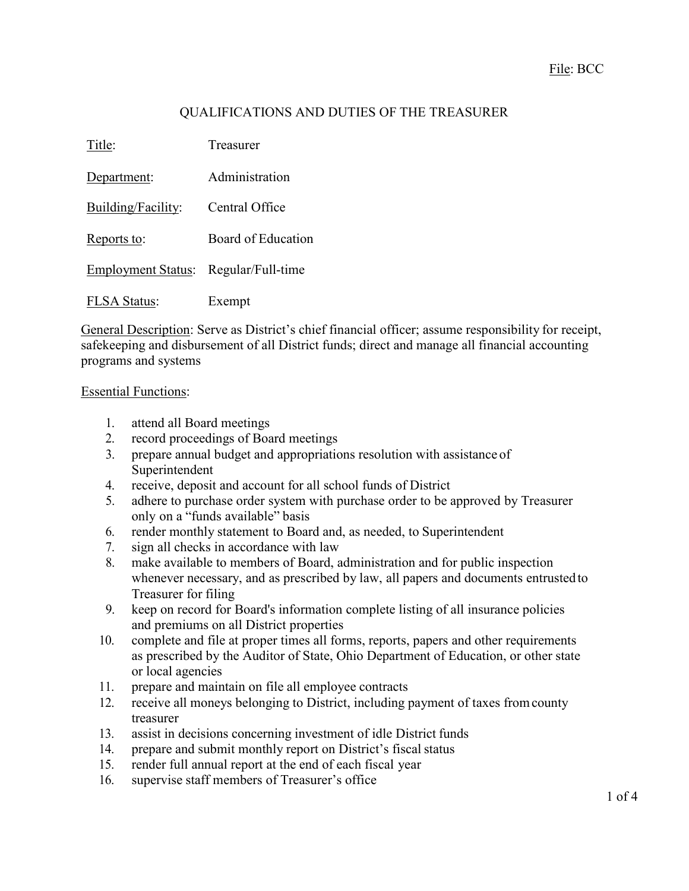File: BCC

# QUALIFICATIONS AND DUTIES OF THE TREASURER

| | |
|---|---|
| Title: | Treasurer |
| Department: | Administration |
| Building/Facility: | Central Office |
| Reports to: | Board of Education |
| Employment Status: | Regular/Full-time |
| FLSA Status: | Exempt |

General Description: Serve as District's chief financial officer; assume responsibility for receipt, safekeeping and disbursement of all District funds; direct and manage all financial accounting programs and systems

Essential Functions:

1. attend all Board meetings
2. record proceedings of Board meetings
3. prepare annual budget and appropriations resolution with assistance of Superintendent
4. receive, deposit and account for all school funds of District
5. adhere to purchase order system with purchase order to be approved by Treasurer only on a "funds available" basis
6. render monthly statement to Board and, as needed, to Superintendent
7. sign all checks in accordance with law
8. make available to members of Board, administration and for public inspection whenever necessary, and as prescribed by law, all papers and documents entrusted to Treasurer for filing
9. keep on record for Board's information complete listing of all insurance policies and premiums on all District properties
10. complete and file at proper times all forms, reports, papers and other requirements as prescribed by the Auditor of State, Ohio Department of Education, or other state or local agencies
11. prepare and maintain on file all employee contracts
12. receive all moneys belonging to District, including payment of taxes from county treasurer
13. assist in decisions concerning investment of idle District funds
14. prepare and submit monthly report on District's fiscal status
15. render full annual report at the end of each fiscal year
16. supervise staff members of Treasurer's office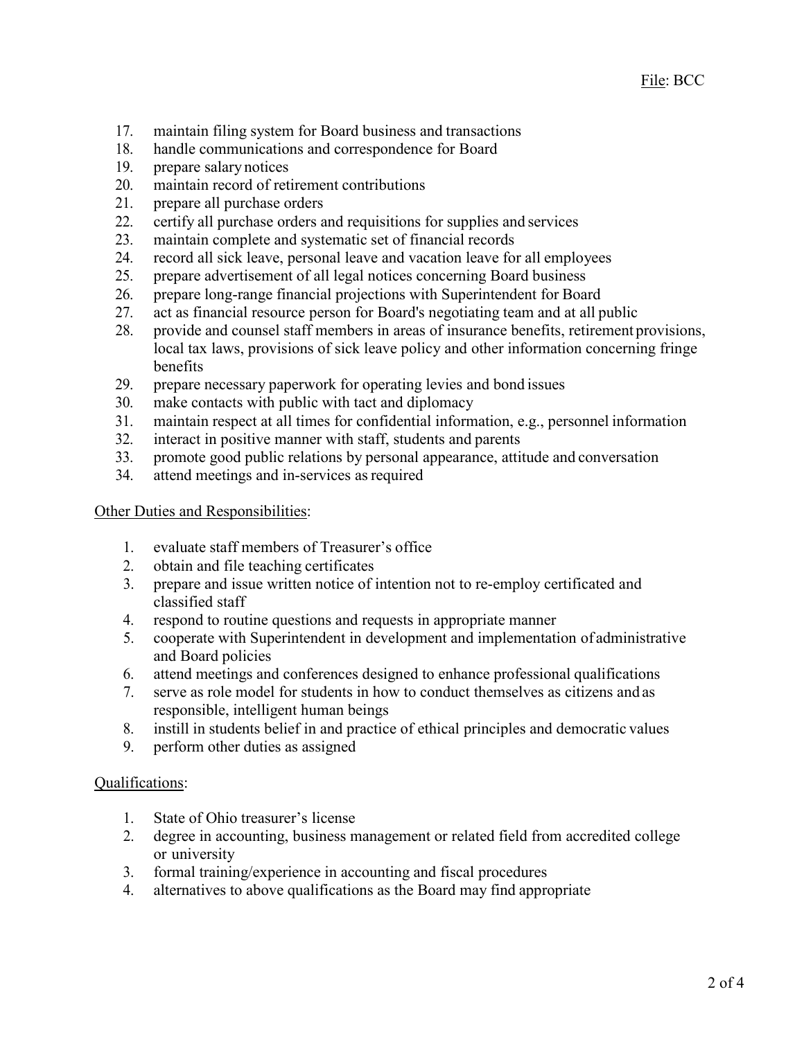17. maintain filing system for Board business and transactions
18. handle communications and correspondence for Board
19. prepare salary notices
20. maintain record of retirement contributions
21. prepare all purchase orders
22. certify all purchase orders and requisitions for supplies and services
23. maintain complete and systematic set of financial records
24. record all sick leave, personal leave and vacation leave for all employees
25. prepare advertisement of all legal notices concerning Board business
26. prepare long-range financial projections with Superintendent for Board
27. act as financial resource person for Board's negotiating team and at all public
28. provide and counsel staff members in areas of insurance benefits, retirement provisions, local tax laws, provisions of sick leave policy and other information concerning fringe benefits
29. prepare necessary paperwork for operating levies and bond issues
30. make contacts with public with tact and diplomacy
31. maintain respect at all times for confidential information, e.g., personnel information
32. interact in positive manner with staff, students and parents
33. promote good public relations by personal appearance, attitude and conversation
34. attend meetings and in-services as required

Other Duties and Responsibilities:

1. evaluate staff members of Treasurer's office
2. obtain and file teaching certificates
3. prepare and issue written notice of intention not to re-employ certificated and classified staff
4. respond to routine questions and requests in appropriate manner
5. cooperate with Superintendent in development and implementation of administrative and Board policies
6. attend meetings and conferences designed to enhance professional qualifications
7. serve as role model for students in how to conduct themselves as citizens and as responsible, intelligent human beings
8. instill in students belief in and practice of ethical principles and democratic values
9. perform other duties as assigned

Qualifications:

1. State of Ohio treasurer's license
2. degree in accounting, business management or related field from accredited college or university
3. formal training/experience in accounting and fiscal procedures
4. alternatives to above qualifications as the Board may find appropriate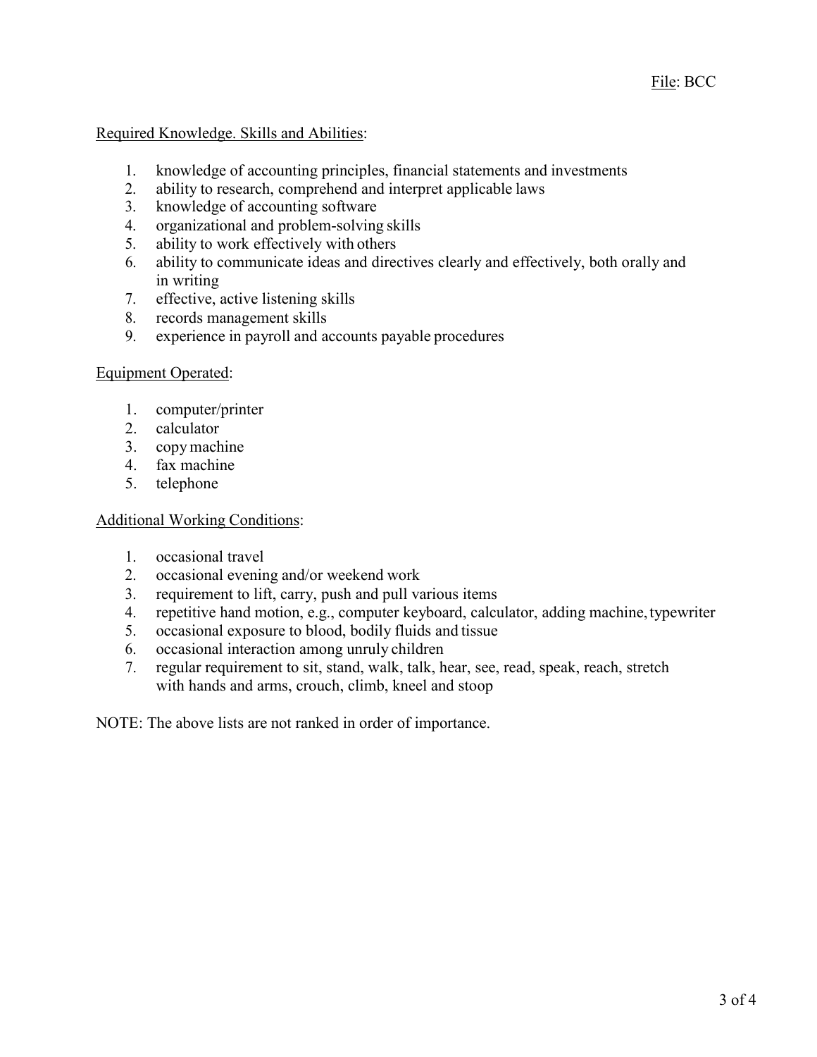File: BCC

Required Knowledge. Skills and Abilities:

1. knowledge of accounting principles, financial statements and investments
2. ability to research, comprehend and interpret applicable laws
3. knowledge of accounting software
4. organizational and problem-solving skills
5. ability to work effectively with others
6. ability to communicate ideas and directives clearly and effectively, both orally and in writing
7. effective, active listening skills
8. records management skills
9. experience in payroll and accounts payable procedures

Equipment Operated:

1. computer/printer
2. calculator
3. copy machine
4. fax machine
5. telephone

Additional Working Conditions:

1. occasional travel
2. occasional evening and/or weekend work
3. requirement to lift, carry, push and pull various items
4. repetitive hand motion, e.g., computer keyboard, calculator, adding machine, typewriter
5. occasional exposure to blood, bodily fluids and tissue
6. occasional interaction among unruly children
7. regular requirement to sit, stand, walk, talk, hear, see, read, speak, reach, stretch with hands and arms, crouch, climb, kneel and stoop

NOTE: The above lists are not ranked in order of importance.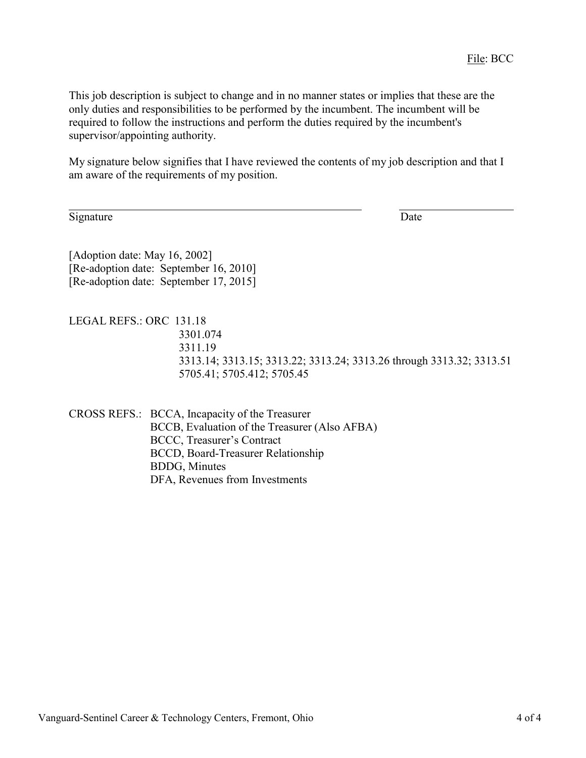File: BCC

This job description is subject to change and in no manner states or implies that these are the only duties and responsibilities to be performed by the incumbent. The incumbent will be required to follow the instructions and perform the duties required by the incumbent's supervisor/appointing authority.

My signature below signifies that I have reviewed the contents of my job description and that I am aware of the requirements of my position.

\_\_\_\_\_\_\_\_\_\_\_\_\_\_\_\_\_\_\_\_\_\_\_\_\_\_\_\_\_\_\_\_\_\_\_\_\_\_\_\_\_\_\_\_ \_\_\_\_\_\_\_\_\_\_\_\_\_\_\_\_\_\_

Signature Date

[Adoption date: May 16, 2002]
[Re-adoption date: September 16, 2010]
[Re-adoption date: September 17, 2015]

LEGAL REFS.: ORC 131.18
3301.074
3311.19
3313.14; 3313.15; 3313.22; 3313.24; 3313.26 through 3313.32; 3313.51
5705.41; 5705.412; 5705.45

CROSS REFS.: BCCA, Incapacity of the Treasurer
BCCB, Evaluation of the Treasurer (Also AFBA)
BCCC, Treasurer's Contract
BCCD, Board-Treasurer Relationship
BDDG, Minutes
DFA, Revenues from Investments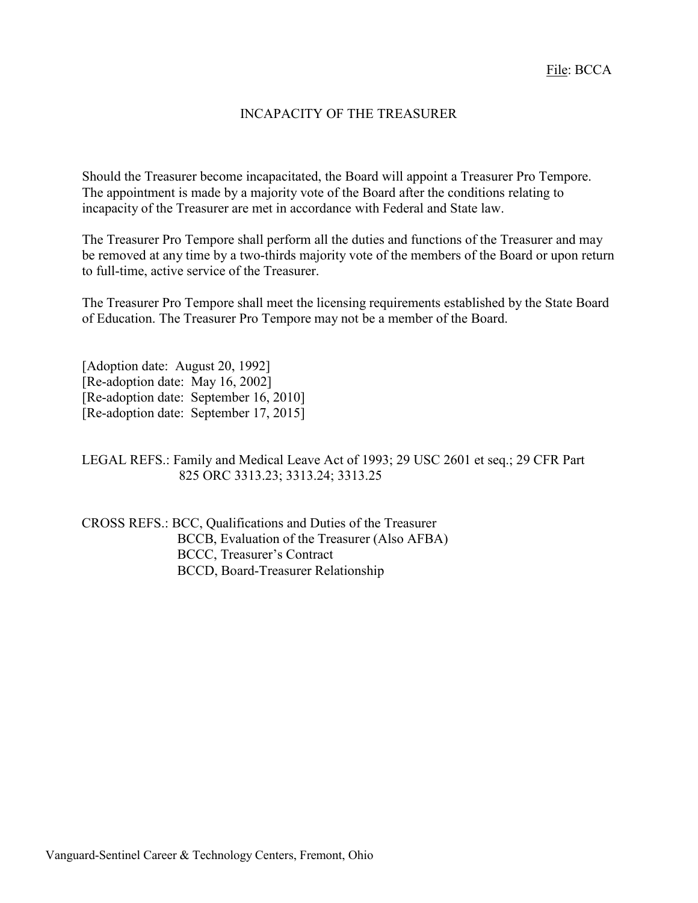File: BCCA

# INCAPACITY OF THE TREASURER

Should the Treasurer become incapacitated, the Board will appoint a Treasurer Pro Tempore. The appointment is made by a majority vote of the Board after the conditions relating to incapacity of the Treasurer are met in accordance with Federal and State law.

The Treasurer Pro Tempore shall perform all the duties and functions of the Treasurer and may be removed at any time by a two-thirds majority vote of the members of the Board or upon return to full-time, active service of the Treasurer.

The Treasurer Pro Tempore shall meet the licensing requirements established by the State Board of Education. The Treasurer Pro Tempore may not be a member of the Board.

[Adoption date: August 20, 1992]
[Re-adoption date: May 16, 2002]
[Re-adoption date: September 16, 2010]
[Re-adoption date: September 17, 2015]

LEGAL REFS.: Family and Medical Leave Act of 1993; 29 USC 2601 et seq.; 29 CFR Part 825 ORC 3313.23; 3313.24; 3313.25

CROSS REFS.: BCC, Qualifications and Duties of the Treasurer
BCCB, Evaluation of the Treasurer (Also AFBA)
BCCC, Treasurer's Contract
BCCD, Board-Treasurer Relationship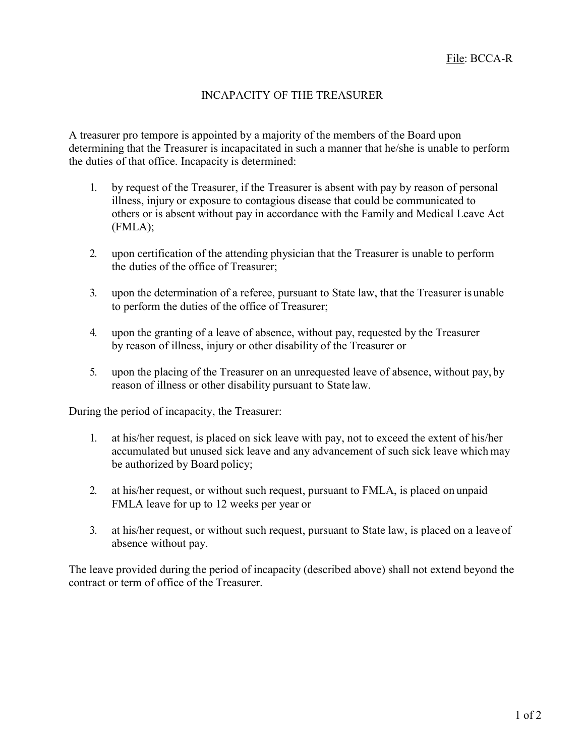File: BCCA-R

# INCAPACITY OF THE TREASURER

A treasurer pro tempore is appointed by a majority of the members of the Board upon determining that the Treasurer is incapacitated in such a manner that he/she is unable to perform the duties of that office. Incapacity is determined:

1. by request of the Treasurer, if the Treasurer is absent with pay by reason of personal illness, injury or exposure to contagious disease that could be communicated to others or is absent without pay in accordance with the Family and Medical Leave Act (FMLA);

2. upon certification of the attending physician that the Treasurer is unable to perform the duties of the office of Treasurer;

3. upon the determination of a referee, pursuant to State law, that the Treasurer is unable to perform the duties of the office of Treasurer;

4. upon the granting of a leave of absence, without pay, requested by the Treasurer by reason of illness, injury or other disability of the Treasurer or

5. upon the placing of the Treasurer on an unrequested leave of absence, without pay, by reason of illness or other disability pursuant to State law.

During the period of incapacity, the Treasurer:

1. at his/her request, is placed on sick leave with pay, not to exceed the extent of his/her accumulated but unused sick leave and any advancement of such sick leave which may be authorized by Board policy;

2. at his/her request, or without such request, pursuant to FMLA, is placed on unpaid FMLA leave for up to 12 weeks per year or

3. at his/her request, or without such request, pursuant to State law, is placed on a leave of absence without pay.

The leave provided during the period of incapacity (described above) shall not extend beyond the contract or term of office of the Treasurer.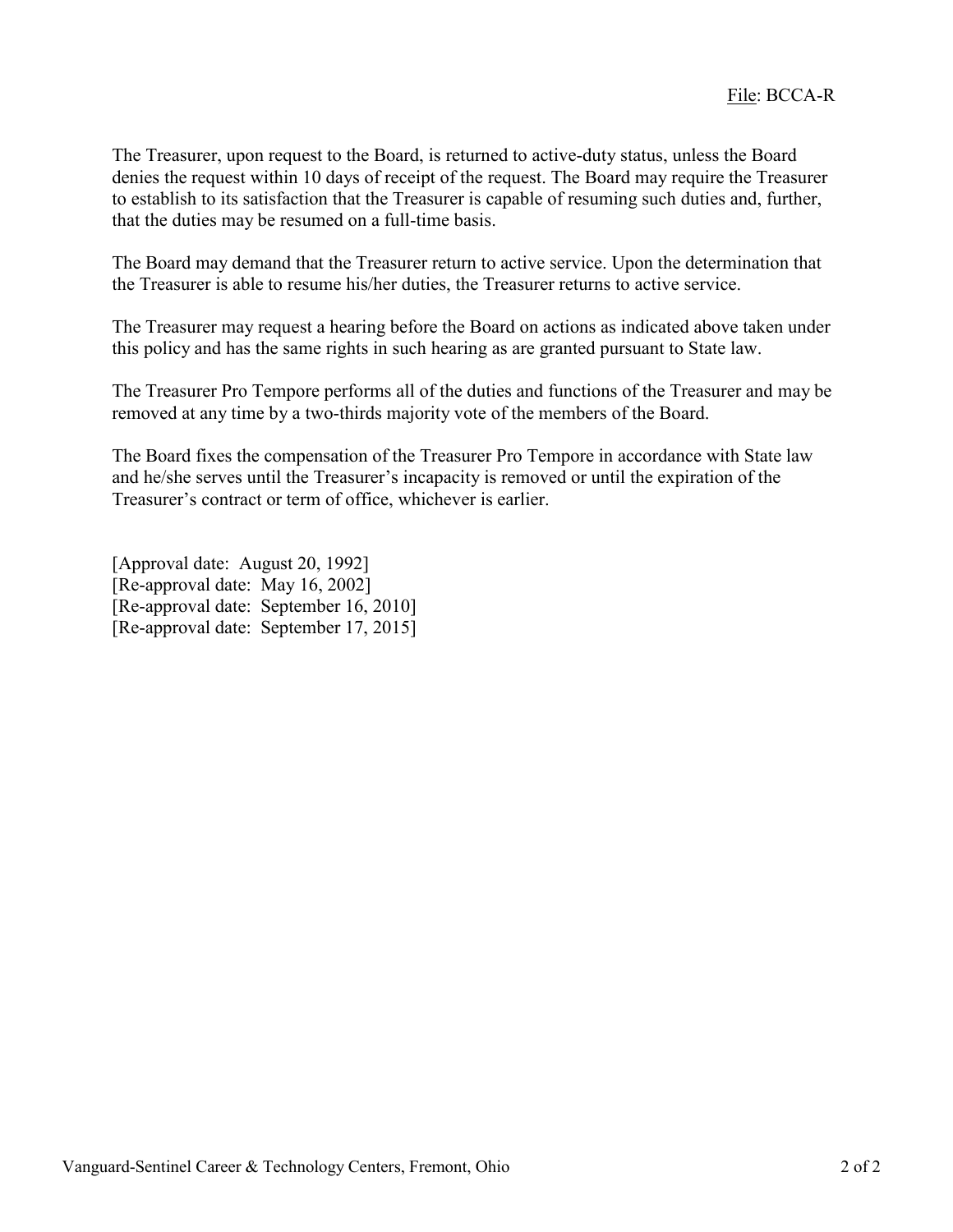The Treasurer, upon request to the Board, is returned to active-duty status, unless the Board denies the request within 10 days of receipt of the request. The Board may require the Treasurer to establish to its satisfaction that the Treasurer is capable of resuming such duties and, further, that the duties may be resumed on a full-time basis.

The Board may demand that the Treasurer return to active service. Upon the determination that the Treasurer is able to resume his/her duties, the Treasurer returns to active service.

The Treasurer may request a hearing before the Board on actions as indicated above taken under this policy and has the same rights in such hearing as are granted pursuant to State law.

The Treasurer Pro Tempore performs all of the duties and functions of the Treasurer and may be removed at any time by a two-thirds majority vote of the members of the Board.

The Board fixes the compensation of the Treasurer Pro Tempore in accordance with State law and he/she serves until the Treasurer's incapacity is removed or until the expiration of the Treasurer's contract or term of office, whichever is earlier.

[Approval date: August 20, 1992]
[Re-approval date: May 16, 2002]
[Re-approval date: September 16, 2010]
[Re-approval date: September 17, 2015]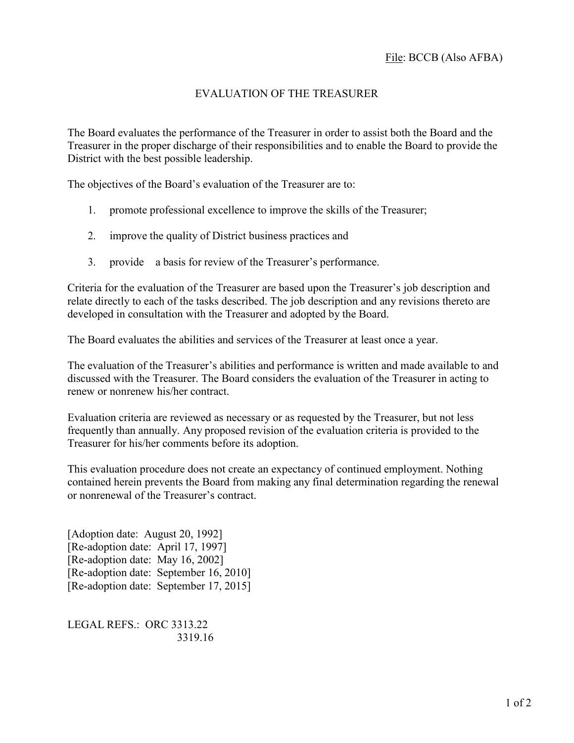File: BCCB (Also AFBA)

# EVALUATION OF THE TREASURER

The Board evaluates the performance of the Treasurer in order to assist both the Board and the Treasurer in the proper discharge of their responsibilities and to enable the Board to provide the District with the best possible leadership.

The objectives of the Board's evaluation of the Treasurer are to:

1. promote professional excellence to improve the skills of the Treasurer;
2. improve the quality of District business practices and
3. provide a basis for review of the Treasurer's performance.

Criteria for the evaluation of the Treasurer are based upon the Treasurer's job description and relate directly to each of the tasks described. The job description and any revisions thereto are developed in consultation with the Treasurer and adopted by the Board.

The Board evaluates the abilities and services of the Treasurer at least once a year.

The evaluation of the Treasurer's abilities and performance is written and made available to and discussed with the Treasurer. The Board considers the evaluation of the Treasurer in acting to renew or nonrenew his/her contract.

Evaluation criteria are reviewed as necessary or as requested by the Treasurer, but not less frequently than annually. Any proposed revision of the evaluation criteria is provided to the Treasurer for his/her comments before its adoption.

This evaluation procedure does not create an expectancy of continued employment. Nothing contained herein prevents the Board from making any final determination regarding the renewal or nonrenewal of the Treasurer's contract.

[Adoption date: August 20, 1992]
[Re-adoption date: April 17, 1997]
[Re-adoption date: May 16, 2002]
[Re-adoption date: September 16, 2010]
[Re-adoption date: September 17, 2015]

LEGAL REFS.: ORC 3313.22
3319.16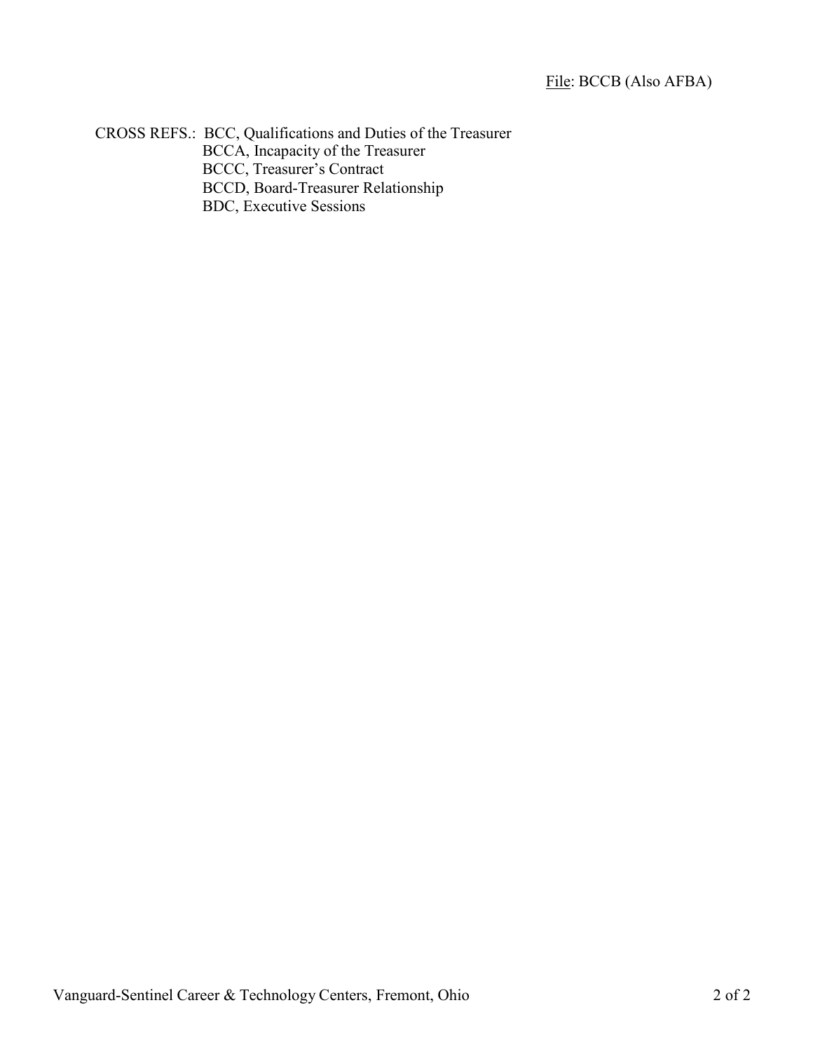CROSS REFS.: BCC, Qualifications and Duties of the Treasurer
BCCA, Incapacity of the Treasurer
BCCC, Treasurer's Contract
BCCD, Board-Treasurer Relationship
BDC, Executive Sessions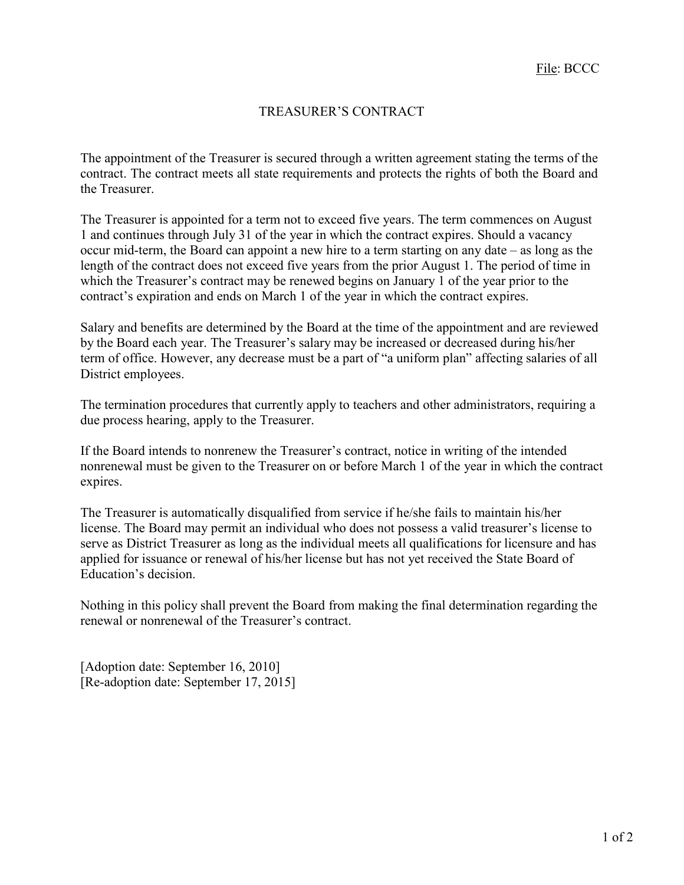File: BCCC

# TREASURER'S CONTRACT

The appointment of the Treasurer is secured through a written agreement stating the terms of the contract. The contract meets all state requirements and protects the rights of both the Board and the Treasurer.

The Treasurer is appointed for a term not to exceed five years. The term commences on August 1 and continues through July 31 of the year in which the contract expires. Should a vacancy occur mid-term, the Board can appoint a new hire to a term starting on any date – as long as the length of the contract does not exceed five years from the prior August 1. The period of time in which the Treasurer's contract may be renewed begins on January 1 of the year prior to the contract's expiration and ends on March 1 of the year in which the contract expires.

Salary and benefits are determined by the Board at the time of the appointment and are reviewed by the Board each year. The Treasurer's salary may be increased or decreased during his/her term of office. However, any decrease must be a part of "a uniform plan" affecting salaries of all District employees.

The termination procedures that currently apply to teachers and other administrators, requiring a due process hearing, apply to the Treasurer.

If the Board intends to nonrenew the Treasurer's contract, notice in writing of the intended nonrenewal must be given to the Treasurer on or before March 1 of the year in which the contract expires.

The Treasurer is automatically disqualified from service if he/she fails to maintain his/her license. The Board may permit an individual who does not possess a valid treasurer's license to serve as District Treasurer as long as the individual meets all qualifications for licensure and has applied for issuance or renewal of his/her license but has not yet received the State Board of Education's decision.

Nothing in this policy shall prevent the Board from making the final determination regarding the renewal or nonrenewal of the Treasurer's contract.

[Adoption date: September 16, 2010]
[Re-adoption date: September 17, 2015]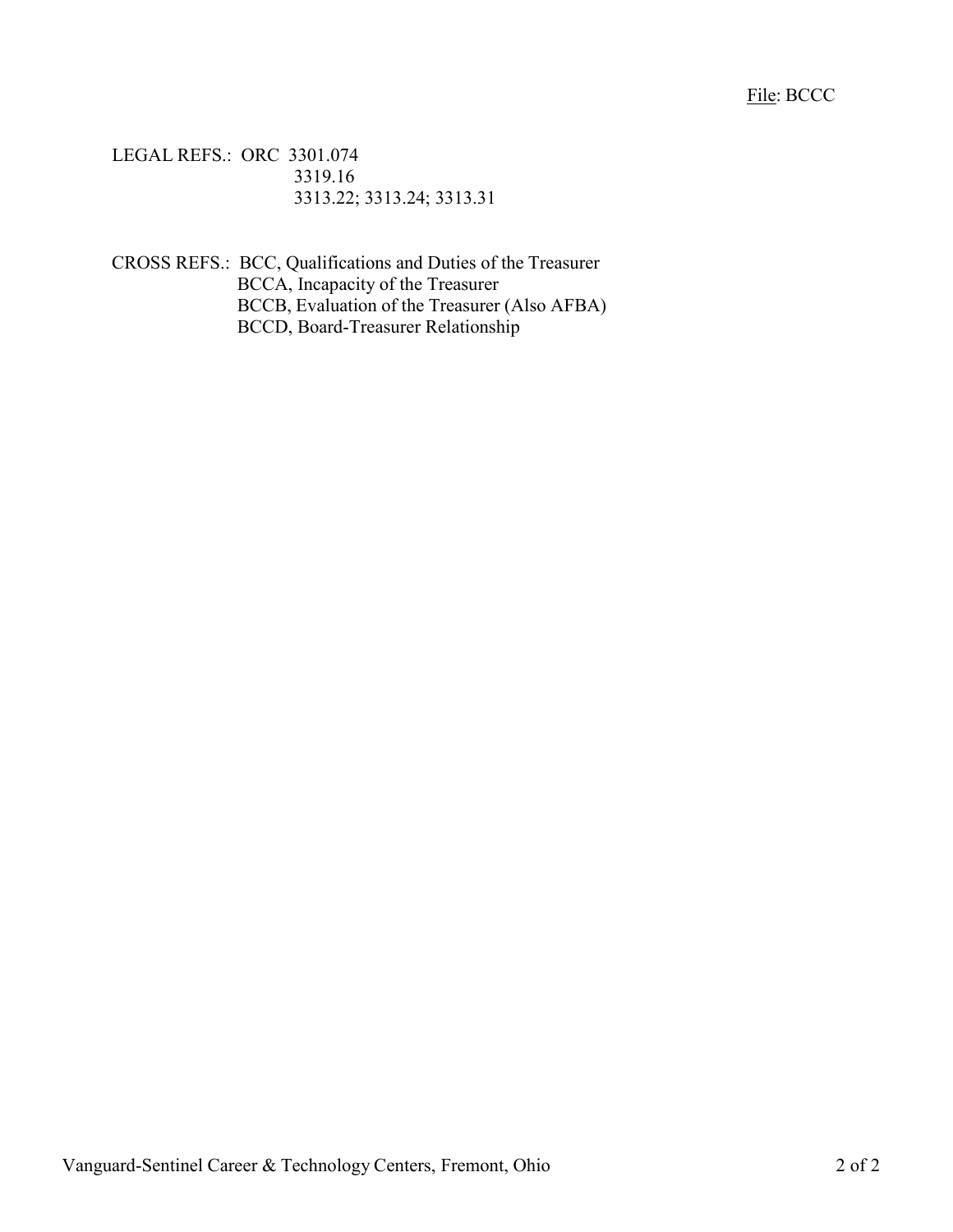File: BCCC

LEGAL REFS.: ORC 3301.074
3319.16
3313.22; 3313.24; 3313.31

CROSS REFS.: BCC, Qualifications and Duties of the Treasurer
BCCA, Incapacity of the Treasurer
BCCB, Evaluation of the Treasurer (Also AFBA)
BCCD, Board-Treasurer Relationship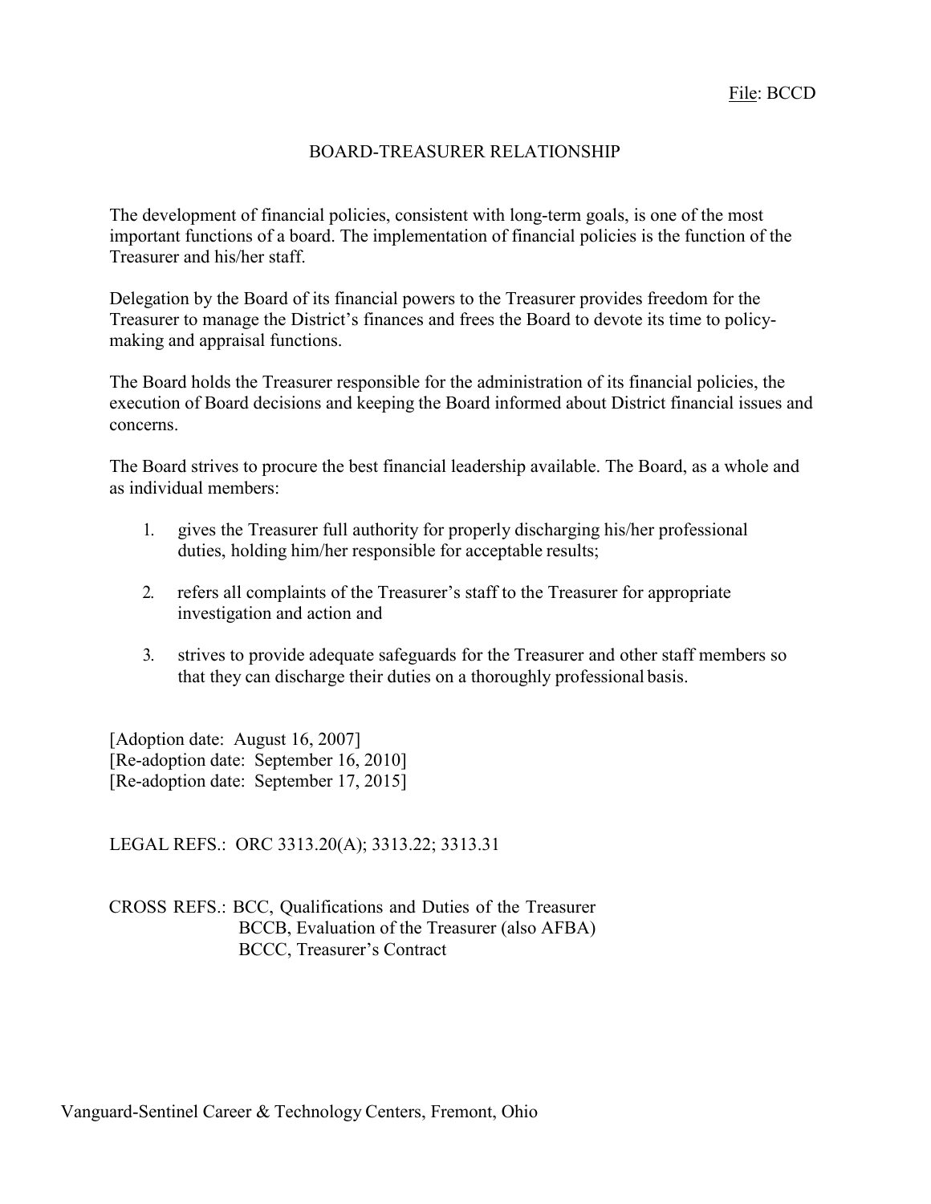File: BCCD

# BOARD-TREASURER RELATIONSHIP

The development of financial policies, consistent with long-term goals, is one of the most important functions of a board. The implementation of financial policies is the function of the Treasurer and his/her staff.

Delegation by the Board of its financial powers to the Treasurer provides freedom for the Treasurer to manage the District's finances and frees the Board to devote its time to policy-making and appraisal functions.

The Board holds the Treasurer responsible for the administration of its financial policies, the execution of Board decisions and keeping the Board informed about District financial issues and concerns.

The Board strives to procure the best financial leadership available. The Board, as a whole and as individual members:

1. gives the Treasurer full authority for properly discharging his/her professional duties, holding him/her responsible for acceptable results;
2. refers all complaints of the Treasurer's staff to the Treasurer for appropriate investigation and action and
3. strives to provide adequate safeguards for the Treasurer and other staff members so that they can discharge their duties on a thoroughly professional basis.

[Adoption date: August 16, 2007]
[Re-adoption date: September 16, 2010]
[Re-adoption date: September 17, 2015]

LEGAL REFS.: ORC 3313.20(A); 3313.22; 3313.31

CROSS REFS.: BCC, Qualifications and Duties of the Treasurer
BCCB, Evaluation of the Treasurer (also AFBA)
BCCC, Treasurer's Contract

Vanguard-Sentinel Career & Technology Centers, Fremont, Ohio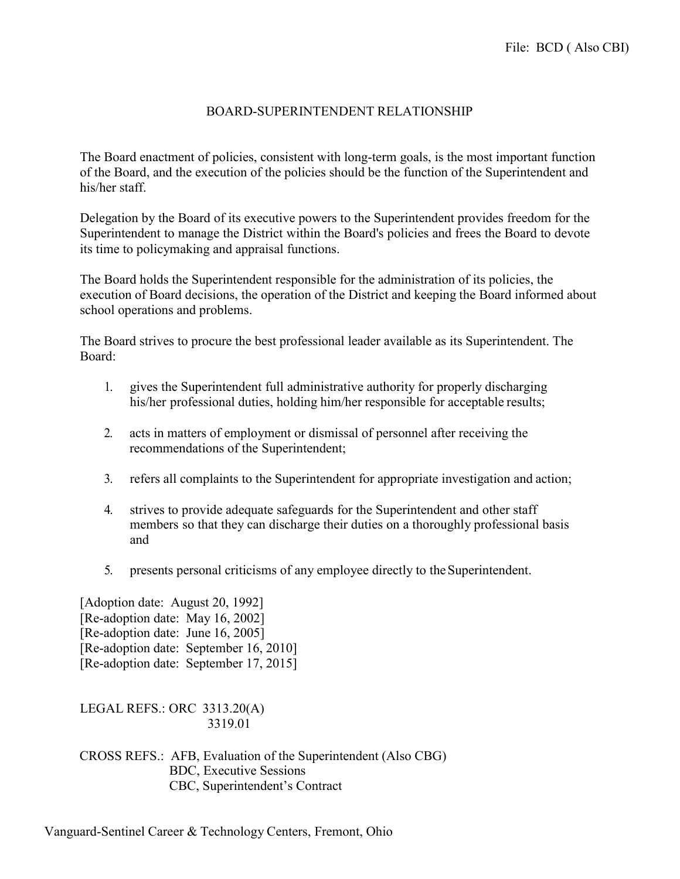File: BCD ( Also CBI)

# BOARD-SUPERINTENDENT RELATIONSHIP

The Board enactment of policies, consistent with long-term goals, is the most important function of the Board, and the execution of the policies should be the function of the Superintendent and his/her staff.

Delegation by the Board of its executive powers to the Superintendent provides freedom for the Superintendent to manage the District within the Board's policies and frees the Board to devote its time to policymaking and appraisal functions.

The Board holds the Superintendent responsible for the administration of its policies, the execution of Board decisions, the operation of the District and keeping the Board informed about school operations and problems.

The Board strives to procure the best professional leader available as its Superintendent. The Board:

1. gives the Superintendent full administrative authority for properly discharging his/her professional duties, holding him/her responsible for acceptable results;
2. acts in matters of employment or dismissal of personnel after receiving the recommendations of the Superintendent;
3. refers all complaints to the Superintendent for appropriate investigation and action;
4. strives to provide adequate safeguards for the Superintendent and other staff members so that they can discharge their duties on a thoroughly professional basis and
5. presents personal criticisms of any employee directly to the Superintendent.

[Adoption date: August 20, 1992]
[Re-adoption date: May 16, 2002]
[Re-adoption date: June 16, 2005]
[Re-adoption date: September 16, 2010]
[Re-adoption date: September 17, 2015]

LEGAL REFS.: ORC 3313.20(A)
3319.01

CROSS REFS.: AFB, Evaluation of the Superintendent (Also CBG)
BDC, Executive Sessions
CBC, Superintendent's Contract

Vanguard-Sentinel Career & Technology Centers, Fremont, Ohio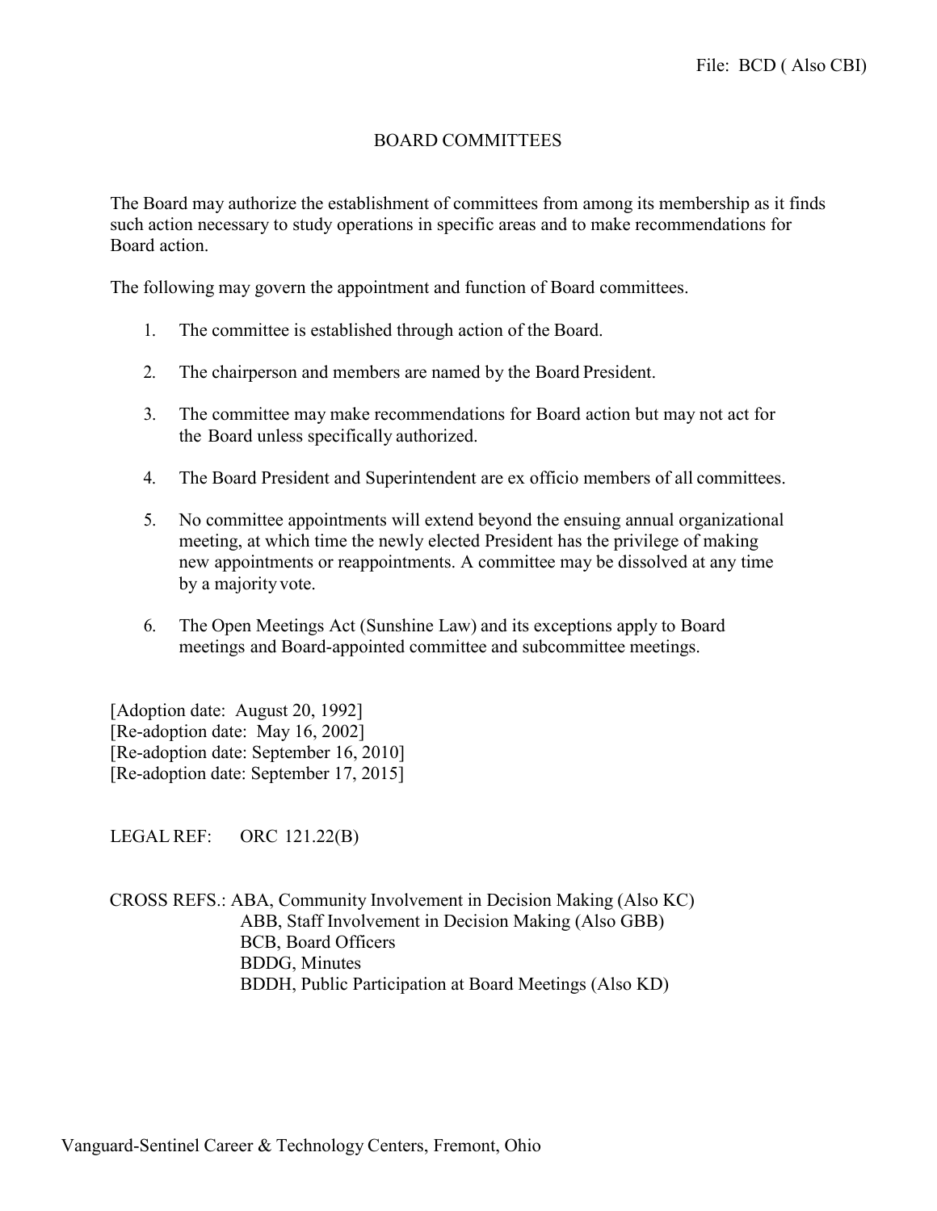File: BCD ( Also CBI)

# BOARD COMMITTEES

The Board may authorize the establishment of committees from among its membership as it finds such action necessary to study operations in specific areas and to make recommendations for Board action.

The following may govern the appointment and function of Board committees.

1. The committee is established through action of the Board.

2. The chairperson and members are named by the Board President.

3. The committee may make recommendations for Board action but may not act for the Board unless specifically authorized.

4. The Board President and Superintendent are ex officio members of all committees.

5. No committee appointments will extend beyond the ensuing annual organizational meeting, at which time the newly elected President has the privilege of making new appointments or reappointments. A committee may be dissolved at any time by a majority vote.

6. The Open Meetings Act (Sunshine Law) and its exceptions apply to Board meetings and Board-appointed committee and subcommittee meetings.

[Adoption date: August 20, 1992]
[Re-adoption date: May 16, 2002]
[Re-adoption date: September 16, 2010]
[Re-adoption date: September 17, 2015]

LEGAL REF: ORC 121.22(B)

CROSS REFS.: ABA, Community Involvement in Decision Making (Also KC)
ABB, Staff Involvement in Decision Making (Also GBB)
BCB, Board Officers
BDDG, Minutes
BDDH, Public Participation at Board Meetings (Also KD)

Vanguard-Sentinel Career & Technology Centers, Fremont, Ohio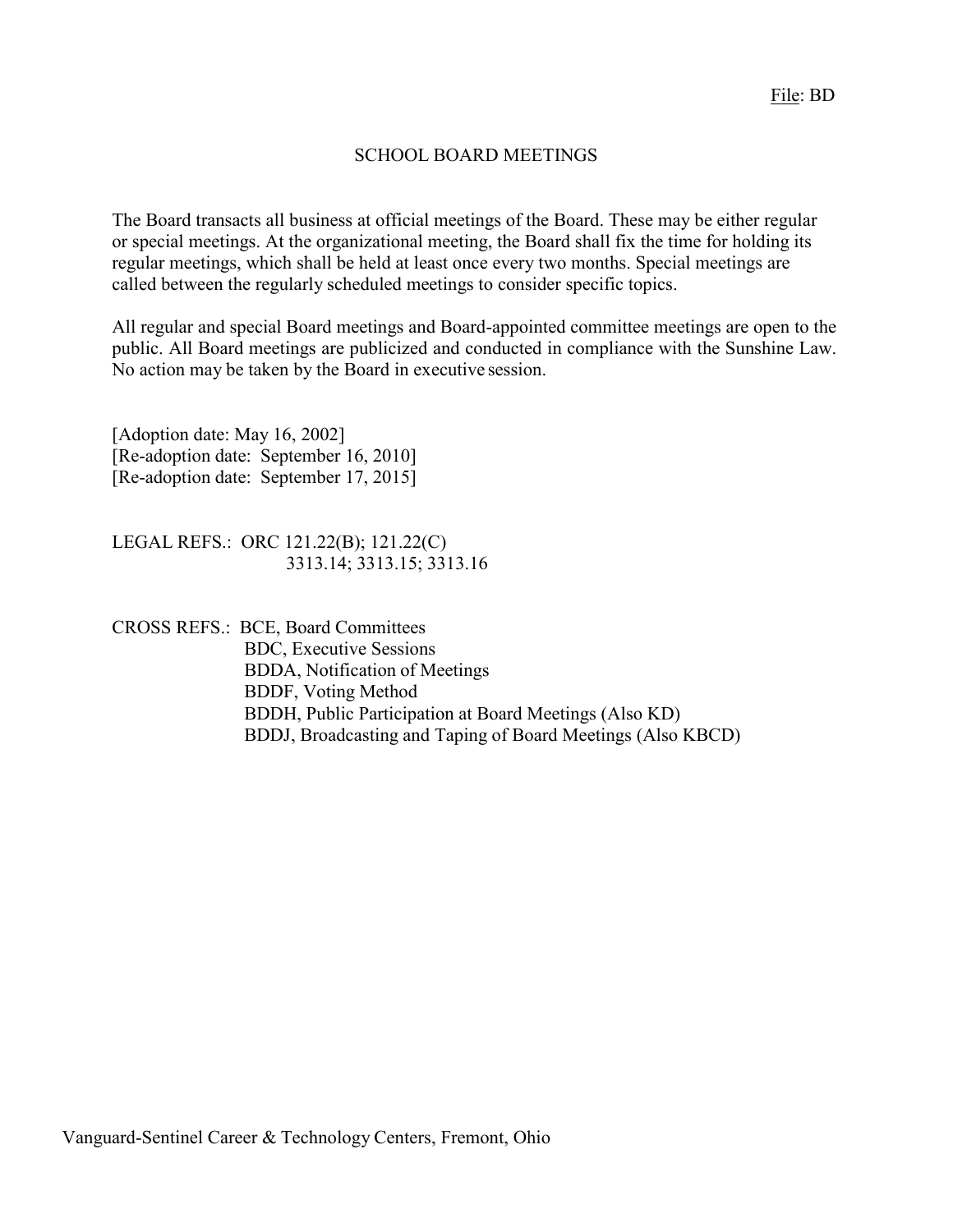File: BD

# SCHOOL BOARD MEETINGS

The Board transacts all business at official meetings of the Board. These may be either regular or special meetings. At the organizational meeting, the Board shall fix the time for holding its regular meetings, which shall be held at least once every two months. Special meetings are called between the regularly scheduled meetings to consider specific topics.

All regular and special Board meetings and Board-appointed committee meetings are open to the public. All Board meetings are publicized and conducted in compliance with the Sunshine Law. No action may be taken by the Board in executive session.

[Adoption date: May 16, 2002]
[Re-adoption date: September 16, 2010]
[Re-adoption date: September 17, 2015]

LEGAL REFS.: ORC 121.22(B); 121.22(C)
3313.14; 3313.15; 3313.16

CROSS REFS.: BCE, Board Committees
BDC, Executive Sessions
BDDA, Notification of Meetings
BDDF, Voting Method
BDDH, Public Participation at Board Meetings (Also KD)
BDDJ, Broadcasting and Taping of Board Meetings (Also KBCD)

Vanguard-Sentinel Career & Technology Centers, Fremont, Ohio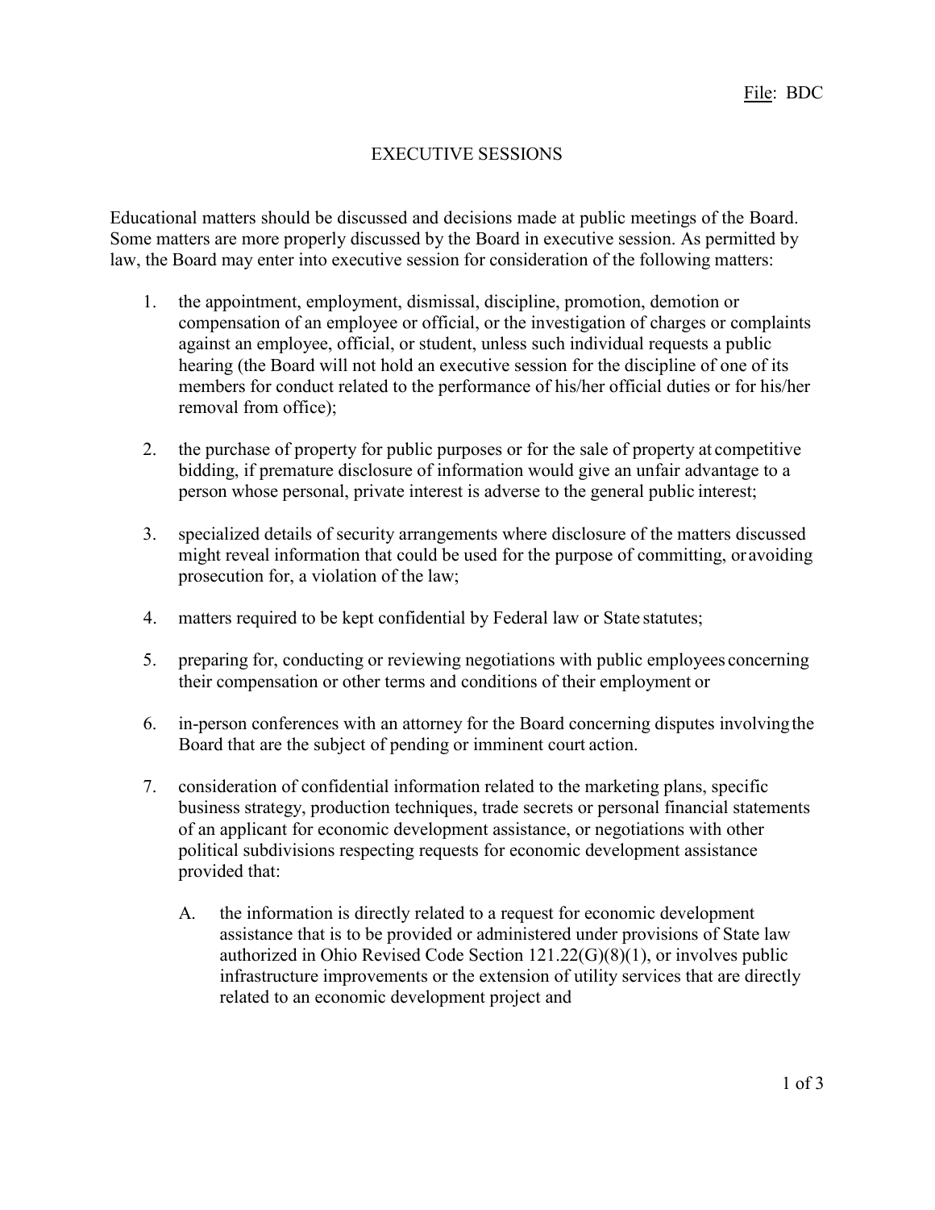File: BDC

# EXECUTIVE SESSIONS

Educational matters should be discussed and decisions made at public meetings of the Board. Some matters are more properly discussed by the Board in executive session. As permitted by law, the Board may enter into executive session for consideration of the following matters:

1. the appointment, employment, dismissal, discipline, promotion, demotion or compensation of an employee or official, or the investigation of charges or complaints against an employee, official, or student, unless such individual requests a public hearing (the Board will not hold an executive session for the discipline of one of its members for conduct related to the performance of his/her official duties or for his/her removal from office);

2. the purchase of property for public purposes or for the sale of property at competitive bidding, if premature disclosure of information would give an unfair advantage to a person whose personal, private interest is adverse to the general public interest;

3. specialized details of security arrangements where disclosure of the matters discussed might reveal information that could be used for the purpose of committing, or avoiding prosecution for, a violation of the law;

4. matters required to be kept confidential by Federal law or State statutes;

5. preparing for, conducting or reviewing negotiations with public employees concerning their compensation or other terms and conditions of their employment or

6. in-person conferences with an attorney for the Board concerning disputes involving the Board that are the subject of pending or imminent court action.

7. consideration of confidential information related to the marketing plans, specific business strategy, production techniques, trade secrets or personal financial statements of an applicant for economic development assistance, or negotiations with other political subdivisions respecting requests for economic development assistance provided that:

   A. the information is directly related to a request for economic development assistance that is to be provided or administered under provisions of State law authorized in Ohio Revised Code Section 121.22(G)(8)(1), or involves public infrastructure improvements or the extension of utility services that are directly related to an economic development project and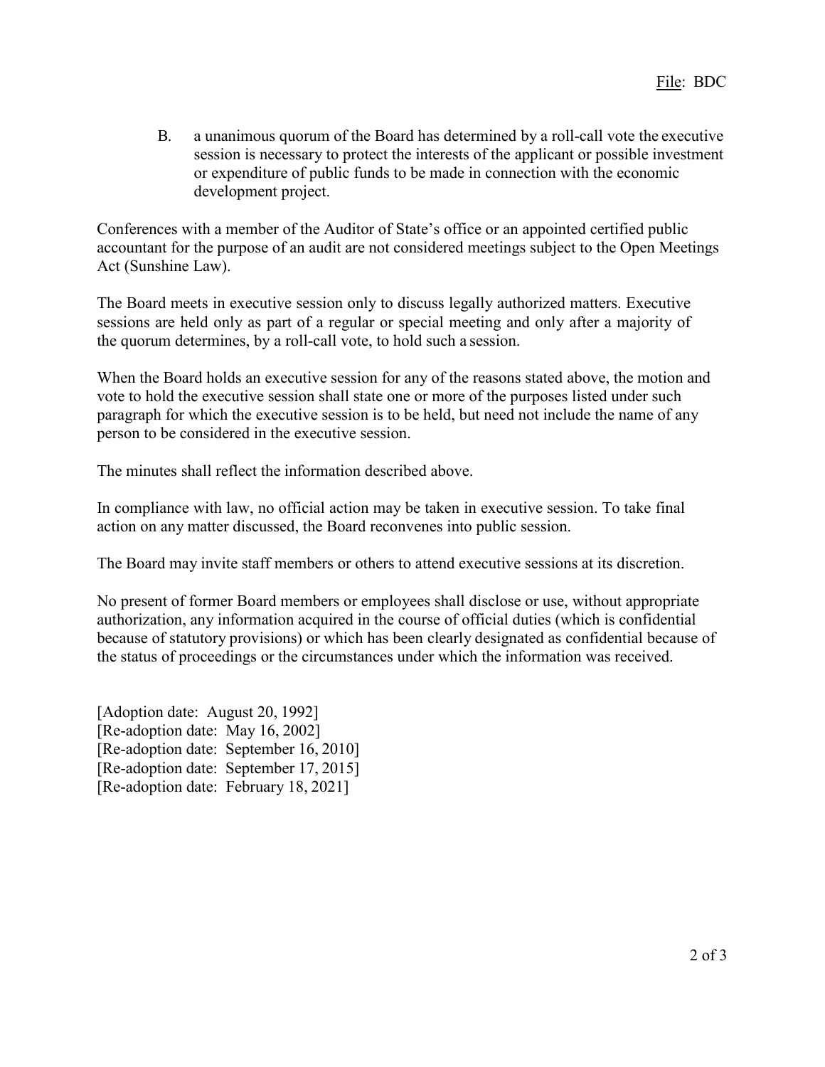B. a unanimous quorum of the Board has determined by a roll-call vote the executive session is necessary to protect the interests of the applicant or possible investment or expenditure of public funds to be made in connection with the economic development project.

Conferences with a member of the Auditor of State's office or an appointed certified public accountant for the purpose of an audit are not considered meetings subject to the Open Meetings Act (Sunshine Law).

The Board meets in executive session only to discuss legally authorized matters. Executive sessions are held only as part of a regular or special meeting and only after a majority of the quorum determines, by a roll-call vote, to hold such a session.

When the Board holds an executive session for any of the reasons stated above, the motion and vote to hold the executive session shall state one or more of the purposes listed under such paragraph for which the executive session is to be held, but need not include the name of any person to be considered in the executive session.

The minutes shall reflect the information described above.

In compliance with law, no official action may be taken in executive session. To take final action on any matter discussed, the Board reconvenes into public session.

The Board may invite staff members or others to attend executive sessions at its discretion.

No present of former Board members or employees shall disclose or use, without appropriate authorization, any information acquired in the course of official duties (which is confidential because of statutory provisions) or which has been clearly designated as confidential because of the status of proceedings or the circumstances under which the information was received.

[Adoption date: August 20, 1992]
[Re-adoption date: May 16, 2002]
[Re-adoption date: September 16, 2010]
[Re-adoption date: September 17, 2015]
[Re-adoption date: February 18, 2021]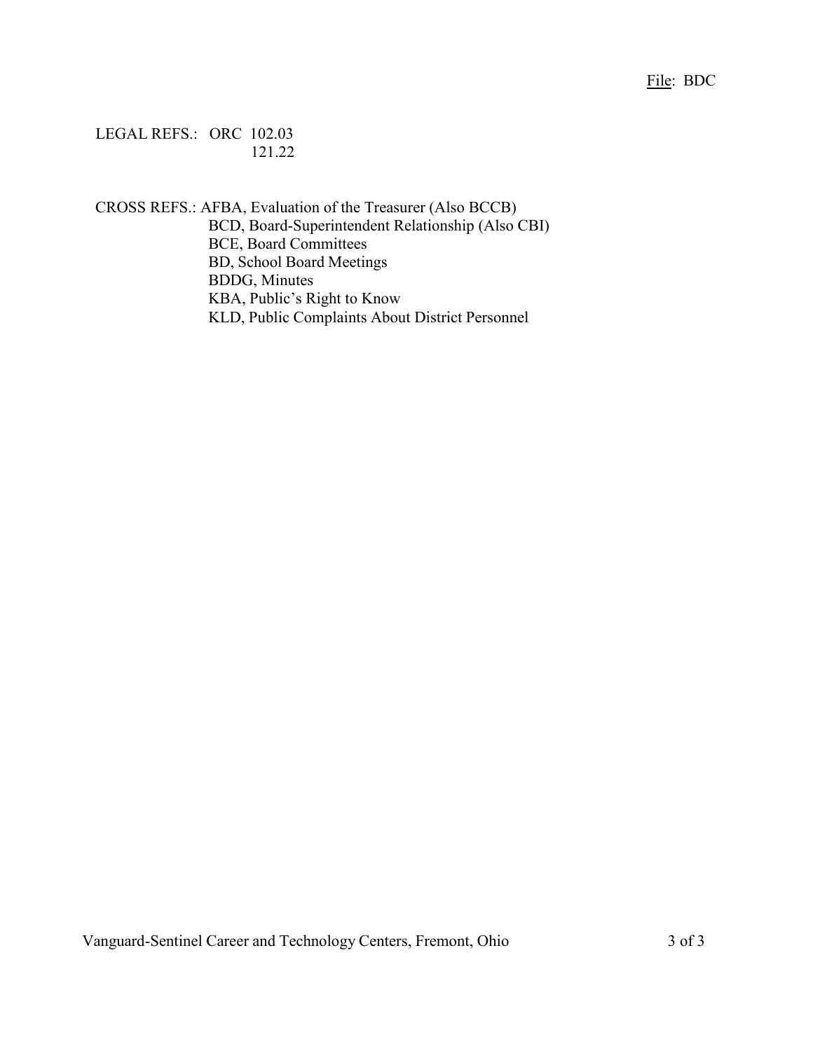LEGAL REFS.: ORC 102.03
121.22

CROSS REFS.: AFBA, Evaluation of the Treasurer (Also BCCB)
BCD, Board-Superintendent Relationship (Also CBI)
BCE, Board Committees
BD, School Board Meetings
BDDG, Minutes
KBA, Public's Right to Know
KLD, Public Complaints About District Personnel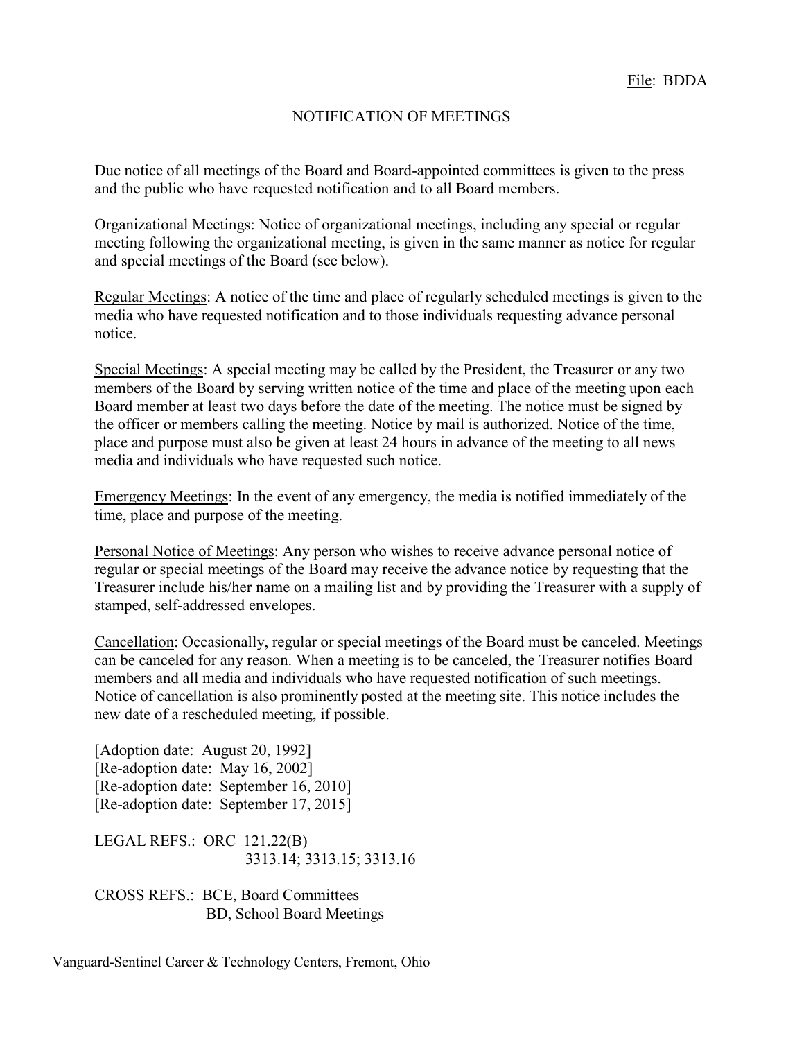File: BDDA

# NOTIFICATION OF MEETINGS

Due notice of all meetings of the Board and Board-appointed committees is given to the press and the public who have requested notification and to all Board members.

Organizational Meetings: Notice of organizational meetings, including any special or regular meeting following the organizational meeting, is given in the same manner as notice for regular and special meetings of the Board (see below).

Regular Meetings: A notice of the time and place of regularly scheduled meetings is given to the media who have requested notification and to those individuals requesting advance personal notice.

Special Meetings: A special meeting may be called by the President, the Treasurer or any two members of the Board by serving written notice of the time and place of the meeting upon each Board member at least two days before the date of the meeting. The notice must be signed by the officer or members calling the meeting. Notice by mail is authorized. Notice of the time, place and purpose must also be given at least 24 hours in advance of the meeting to all news media and individuals who have requested such notice.

Emergency Meetings: In the event of any emergency, the media is notified immediately of the time, place and purpose of the meeting.

Personal Notice of Meetings: Any person who wishes to receive advance personal notice of regular or special meetings of the Board may receive the advance notice by requesting that the Treasurer include his/her name on a mailing list and by providing the Treasurer with a supply of stamped, self-addressed envelopes.

Cancellation: Occasionally, regular or special meetings of the Board must be canceled. Meetings can be canceled for any reason. When a meeting is to be canceled, the Treasurer notifies Board members and all media and individuals who have requested notification of such meetings. Notice of cancellation is also prominently posted at the meeting site. This notice includes the new date of a rescheduled meeting, if possible.

[Adoption date: August 20, 1992]
[Re-adoption date: May 16, 2002]
[Re-adoption date: September 16, 2010]
[Re-adoption date: September 17, 2015]

LEGAL REFS.: ORC 121.22(B)
3313.14; 3313.15; 3313.16

CROSS REFS.: BCE, Board Committees
BD, School Board Meetings

Vanguard-Sentinel Career & Technology Centers, Fremont, Ohio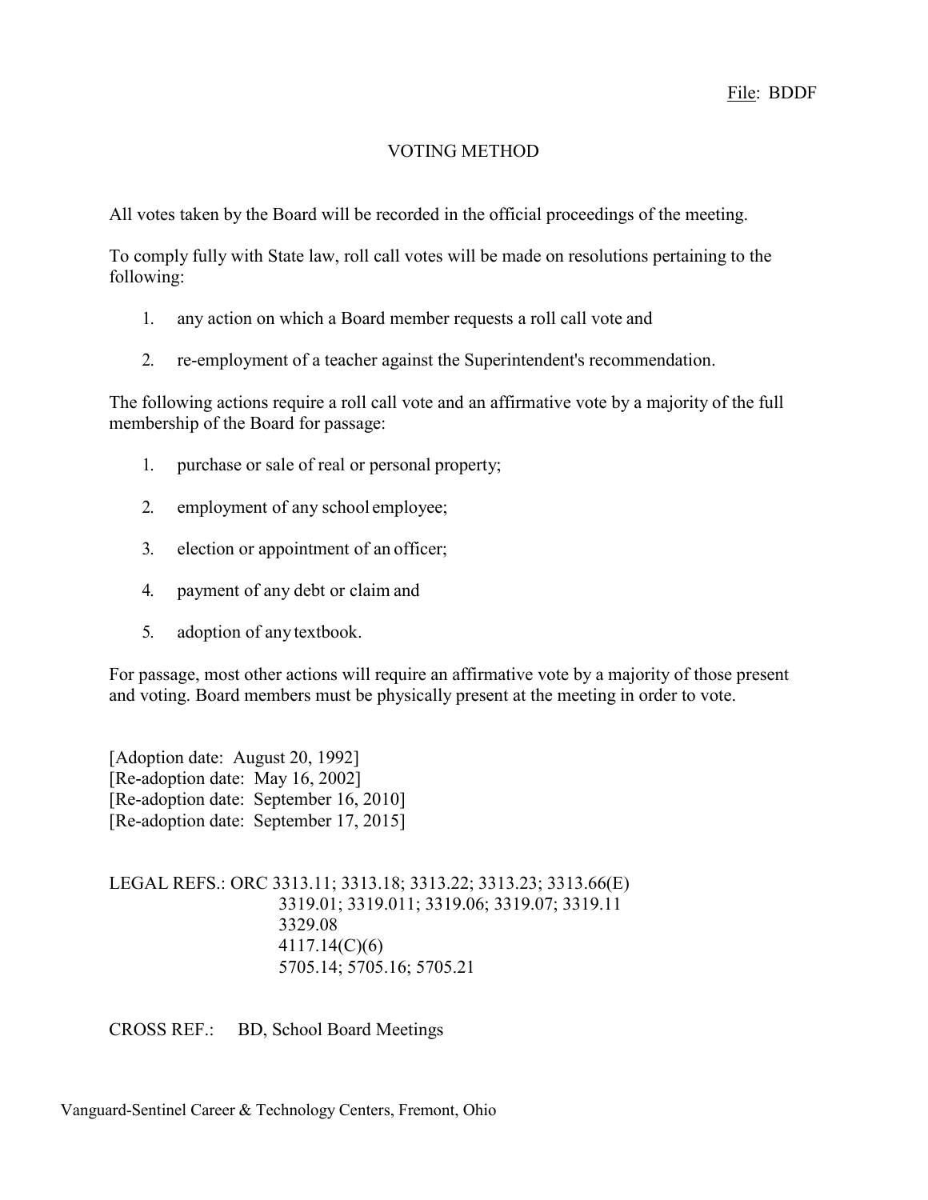File: BDDF

# VOTING METHOD

All votes taken by the Board will be recorded in the official proceedings of the meeting.

To comply fully with State law, roll call votes will be made on resolutions pertaining to the following:

1. any action on which a Board member requests a roll call vote and
2. re-employment of a teacher against the Superintendent's recommendation.

The following actions require a roll call vote and an affirmative vote by a majority of the full membership of the Board for passage:

1. purchase or sale of real or personal property;
2. employment of any school employee;
3. election or appointment of an officer;
4. payment of any debt or claim and
5. adoption of any textbook.

For passage, most other actions will require an affirmative vote by a majority of those present and voting. Board members must be physically present at the meeting in order to vote.

[Adoption date: August 20, 1992]
[Re-adoption date: May 16, 2002]
[Re-adoption date: September 16, 2010]
[Re-adoption date: September 17, 2015]

LEGAL REFS.: ORC 3313.11; 3313.18; 3313.22; 3313.23; 3313.66(E)
3319.01; 3319.011; 3319.06; 3319.07; 3319.11
3329.08
4117.14(C)(6)
5705.14; 5705.16; 5705.21

CROSS REF.: BD, School Board Meetings

Vanguard-Sentinel Career & Technology Centers, Fremont, Ohio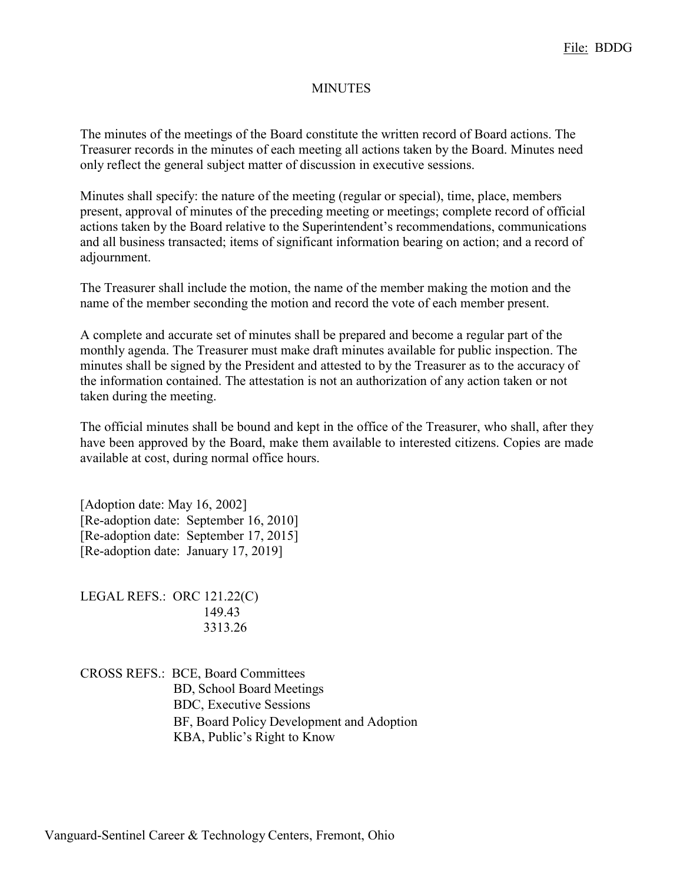File: BDDG

# MINUTES

The minutes of the meetings of the Board constitute the written record of Board actions. The Treasurer records in the minutes of each meeting all actions taken by the Board. Minutes need only reflect the general subject matter of discussion in executive sessions.

Minutes shall specify: the nature of the meeting (regular or special), time, place, members present, approval of minutes of the preceding meeting or meetings; complete record of official actions taken by the Board relative to the Superintendent's recommendations, communications and all business transacted; items of significant information bearing on action; and a record of adjournment.

The Treasurer shall include the motion, the name of the member making the motion and the name of the member seconding the motion and record the vote of each member present.

A complete and accurate set of minutes shall be prepared and become a regular part of the monthly agenda. The Treasurer must make draft minutes available for public inspection. The minutes shall be signed by the President and attested to by the Treasurer as to the accuracy of the information contained. The attestation is not an authorization of any action taken or not taken during the meeting.

The official minutes shall be bound and kept in the office of the Treasurer, who shall, after they have been approved by the Board, make them available to interested citizens. Copies are made available at cost, during normal office hours.

[Adoption date: May 16, 2002]
[Re-adoption date: September 16, 2010]
[Re-adoption date: September 17, 2015]
[Re-adoption date: January 17, 2019]

LEGAL REFS.: ORC 121.22(C)
149.43
3313.26

CROSS REFS.: BCE, Board Committees
BD, School Board Meetings
BDC, Executive Sessions
BF, Board Policy Development and Adoption
KBA, Public's Right to Know

Vanguard-Sentinel Career & Technology Centers, Fremont, Ohio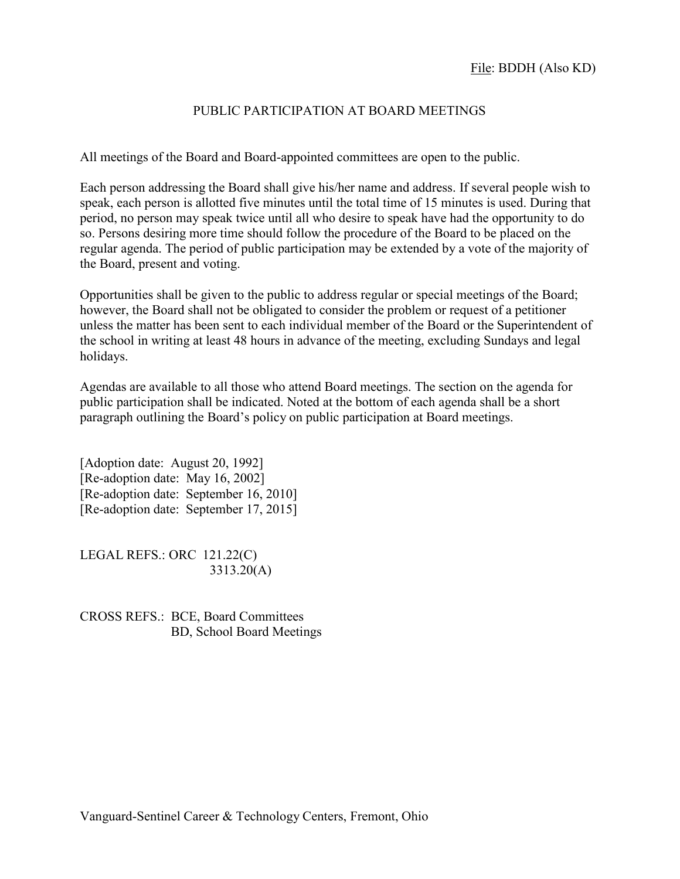File: BDDH (Also KD)

# PUBLIC PARTICIPATION AT BOARD MEETINGS

All meetings of the Board and Board-appointed committees are open to the public.

Each person addressing the Board shall give his/her name and address. If several people wish to speak, each person is allotted five minutes until the total time of 15 minutes is used. During that period, no person may speak twice until all who desire to speak have had the opportunity to do so. Persons desiring more time should follow the procedure of the Board to be placed on the regular agenda. The period of public participation may be extended by a vote of the majority of the Board, present and voting.

Opportunities shall be given to the public to address regular or special meetings of the Board; however, the Board shall not be obligated to consider the problem or request of a petitioner unless the matter has been sent to each individual member of the Board or the Superintendent of the school in writing at least 48 hours in advance of the meeting, excluding Sundays and legal holidays.

Agendas are available to all those who attend Board meetings. The section on the agenda for public participation shall be indicated. Noted at the bottom of each agenda shall be a short paragraph outlining the Board's policy on public participation at Board meetings.

[Adoption date: August 20, 1992]
[Re-adoption date: May 16, 2002]
[Re-adoption date: September 16, 2010]
[Re-adoption date: September 17, 2015]

LEGAL REFS.: ORC 121.22(C)
3313.20(A)

CROSS REFS.: BCE, Board Committees
BD, School Board Meetings

Vanguard-Sentinel Career & Technology Centers, Fremont, Ohio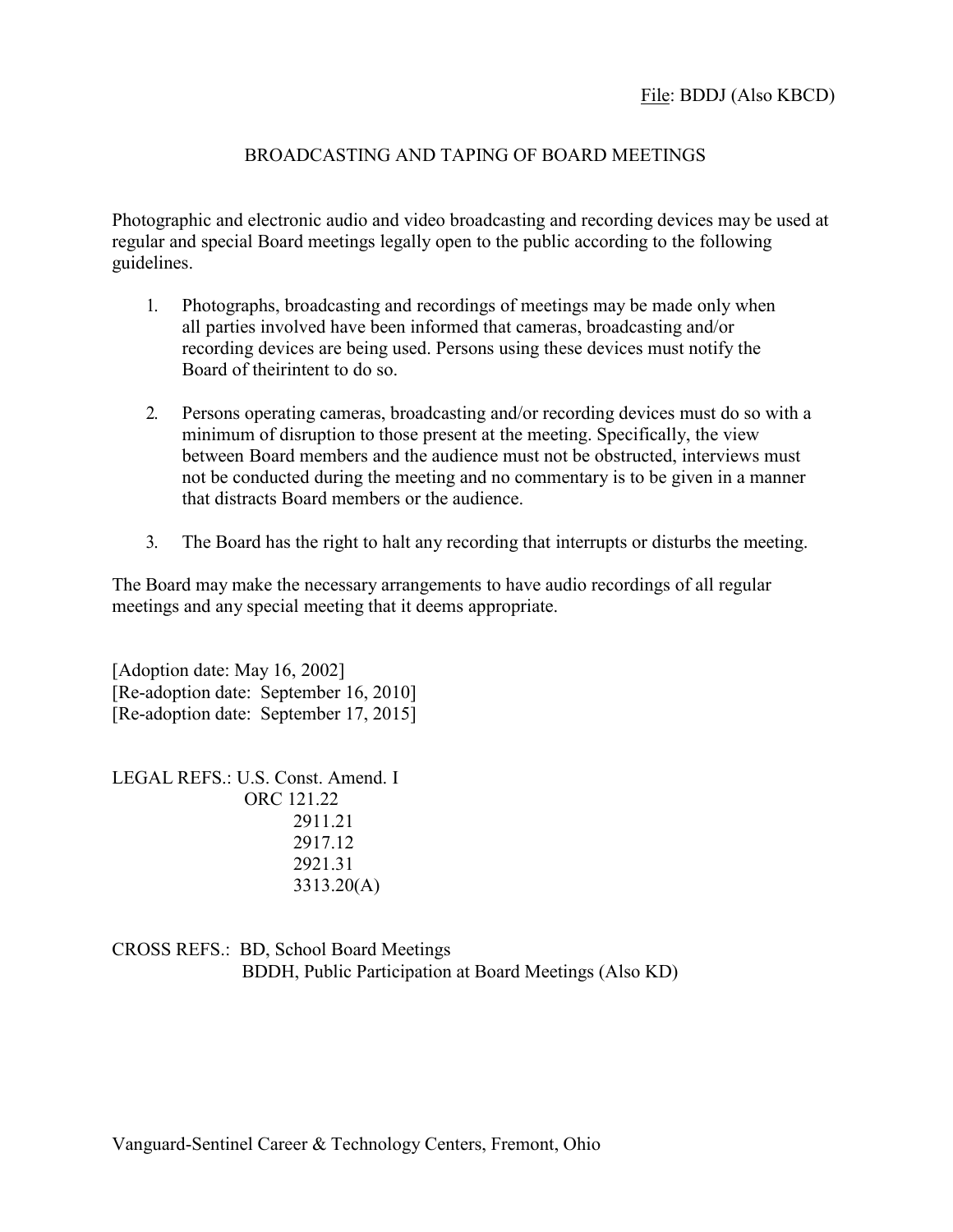File: BDDJ (Also KBCD)

# BROADCASTING AND TAPING OF BOARD MEETINGS

Photographic and electronic audio and video broadcasting and recording devices may be used at regular and special Board meetings legally open to the public according to the following guidelines.

1. Photographs, broadcasting and recordings of meetings may be made only when all parties involved have been informed that cameras, broadcasting and/or recording devices are being used. Persons using these devices must notify the Board of theirintent to do so.

2. Persons operating cameras, broadcasting and/or recording devices must do so with a minimum of disruption to those present at the meeting. Specifically, the view between Board members and the audience must not be obstructed, interviews must not be conducted during the meeting and no commentary is to be given in a manner that distracts Board members or the audience.

3. The Board has the right to halt any recording that interrupts or disturbs the meeting.

The Board may make the necessary arrangements to have audio recordings of all regular meetings and any special meeting that it deems appropriate.

[Adoption date: May 16, 2002]
[Re-adoption date: September 16, 2010]
[Re-adoption date: September 17, 2015]

LEGAL REFS.: U.S. Const. Amend. I
ORC 121.22
2911.21
2917.12
2921.31
3313.20(A)

CROSS REFS.: BD, School Board Meetings
BDDH, Public Participation at Board Meetings (Also KD)

Vanguard-Sentinel Career & Technology Centers, Fremont, Ohio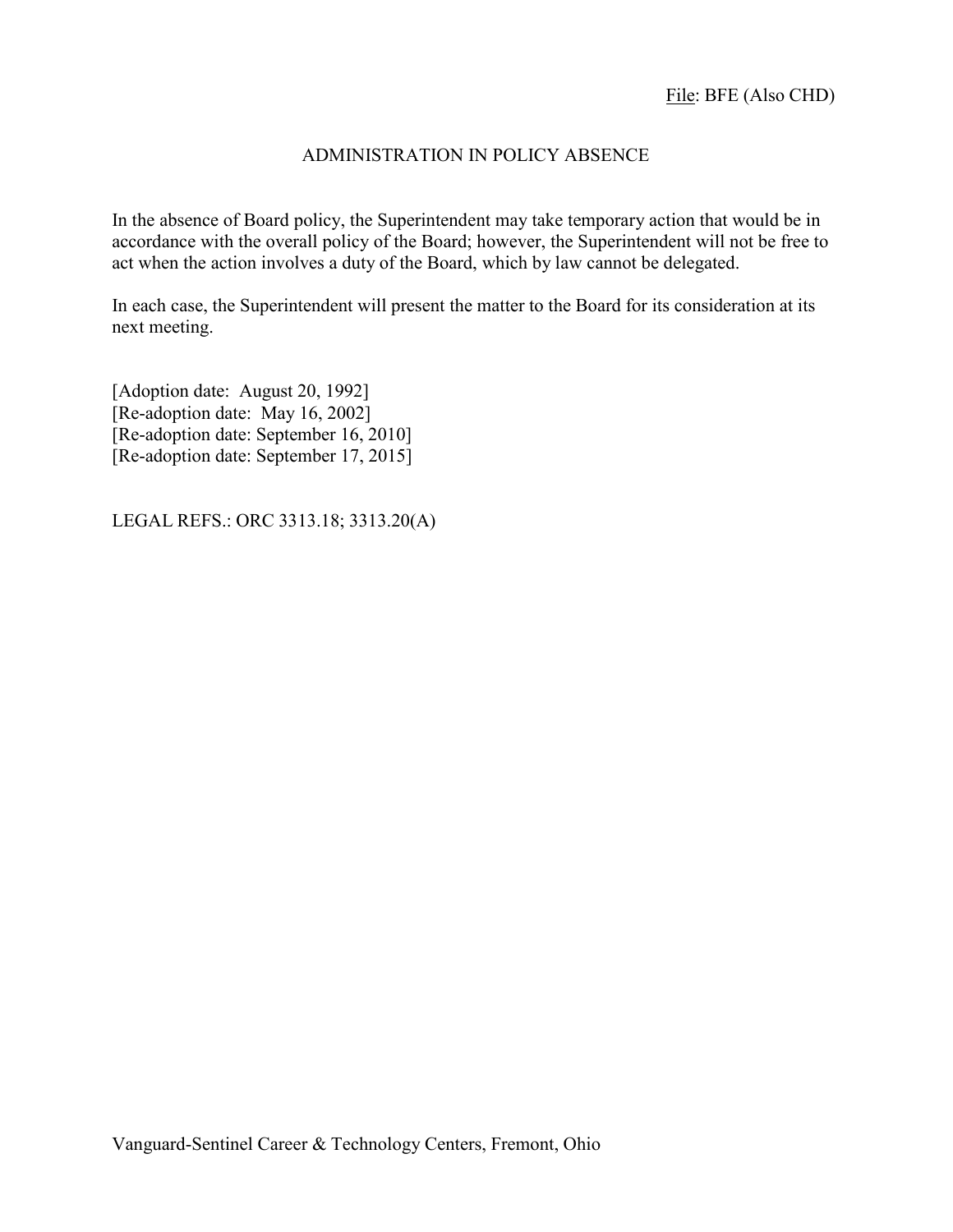File: BFE (Also CHD)

# ADMINISTRATION IN POLICY ABSENCE

In the absence of Board policy, the Superintendent may take temporary action that would be in accordance with the overall policy of the Board; however, the Superintendent will not be free to act when the action involves a duty of the Board, which by law cannot be delegated.

In each case, the Superintendent will present the matter to the Board for its consideration at its next meeting.

[Adoption date: August 20, 1992]
[Re-adoption date: May 16, 2002]
[Re-adoption date: September 16, 2010]
[Re-adoption date: September 17, 2015]

LEGAL REFS.: ORC 3313.18; 3313.20(A)

Vanguard-Sentinel Career & Technology Centers, Fremont, Ohio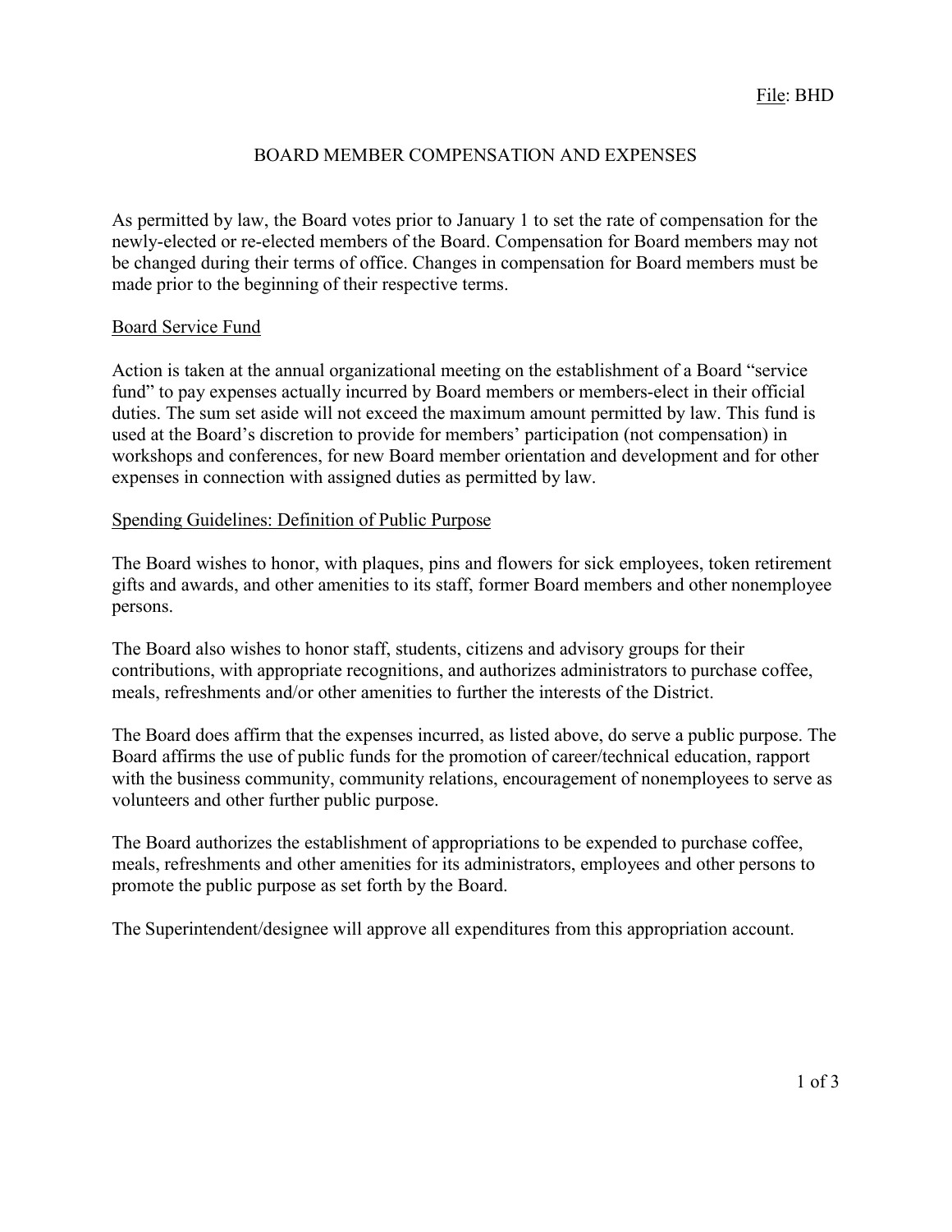File: BHD

# BOARD MEMBER COMPENSATION AND EXPENSES

As permitted by law, the Board votes prior to January 1 to set the rate of compensation for the newly-elected or re-elected members of the Board. Compensation for Board members may not be changed during their terms of office. Changes in compensation for Board members must be made prior to the beginning of their respective terms.

## Board Service Fund

Action is taken at the annual organizational meeting on the establishment of a Board "service fund" to pay expenses actually incurred by Board members or members-elect in their official duties. The sum set aside will not exceed the maximum amount permitted by law. This fund is used at the Board's discretion to provide for members' participation (not compensation) in workshops and conferences, for new Board member orientation and development and for other expenses in connection with assigned duties as permitted by law.

## Spending Guidelines: Definition of Public Purpose

The Board wishes to honor, with plaques, pins and flowers for sick employees, token retirement gifts and awards, and other amenities to its staff, former Board members and other nonemployee persons.

The Board also wishes to honor staff, students, citizens and advisory groups for their contributions, with appropriate recognitions, and authorizes administrators to purchase coffee, meals, refreshments and/or other amenities to further the interests of the District.

The Board does affirm that the expenses incurred, as listed above, do serve a public purpose. The Board affirms the use of public funds for the promotion of career/technical education, rapport with the business community, community relations, encouragement of nonemployees to serve as volunteers and other further public purpose.

The Board authorizes the establishment of appropriations to be expended to purchase coffee, meals, refreshments and other amenities for its administrators, employees and other persons to promote the public purpose as set forth by the Board.

The Superintendent/designee will approve all expenditures from this appropriation account.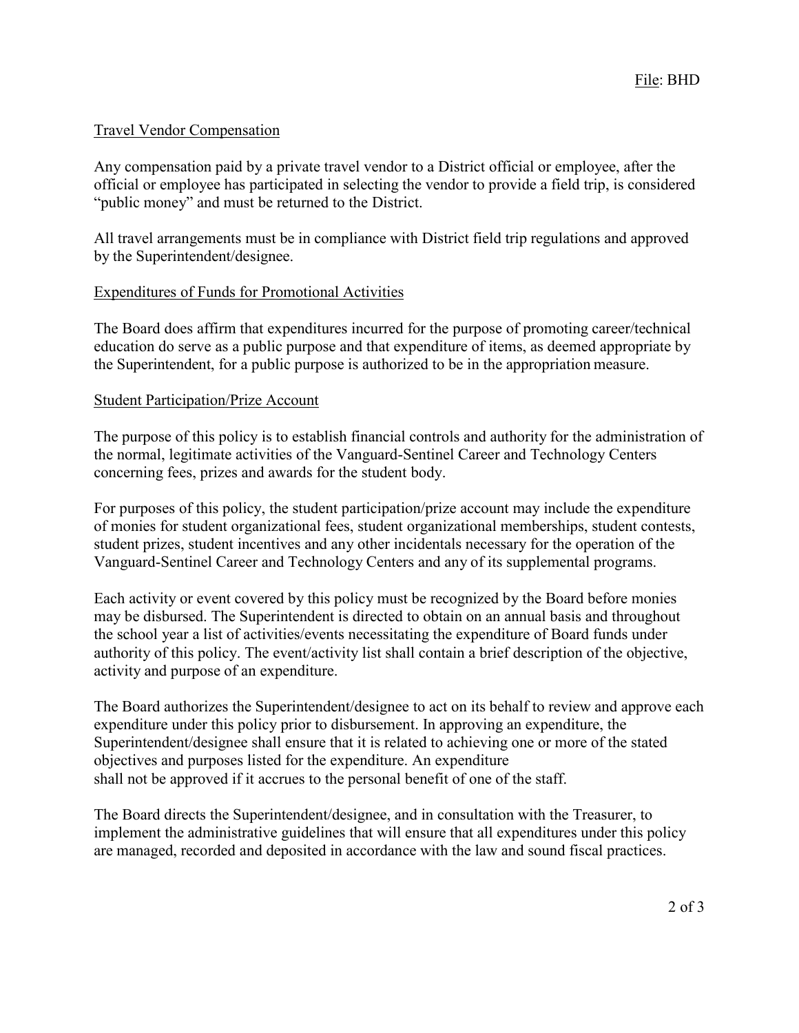File: BHD

Travel Vendor Compensation

Any compensation paid by a private travel vendor to a District official or employee, after the official or employee has participated in selecting the vendor to provide a field trip, is considered "public money" and must be returned to the District.

All travel arrangements must be in compliance with District field trip regulations and approved by the Superintendent/designee.

Expenditures of Funds for Promotional Activities

The Board does affirm that expenditures incurred for the purpose of promoting career/technical education do serve as a public purpose and that expenditure of items, as deemed appropriate by the Superintendent, for a public purpose is authorized to be in the appropriation measure.

Student Participation/Prize Account

The purpose of this policy is to establish financial controls and authority for the administration of the normal, legitimate activities of the Vanguard-Sentinel Career and Technology Centers concerning fees, prizes and awards for the student body.

For purposes of this policy, the student participation/prize account may include the expenditure of monies for student organizational fees, student organizational memberships, student contests, student prizes, student incentives and any other incidentals necessary for the operation of the Vanguard-Sentinel Career and Technology Centers and any of its supplemental programs.

Each activity or event covered by this policy must be recognized by the Board before monies may be disbursed. The Superintendent is directed to obtain on an annual basis and throughout the school year a list of activities/events necessitating the expenditure of Board funds under authority of this policy. The event/activity list shall contain a brief description of the objective, activity and purpose of an expenditure.

The Board authorizes the Superintendent/designee to act on its behalf to review and approve each expenditure under this policy prior to disbursement. In approving an expenditure, the Superintendent/designee shall ensure that it is related to achieving one or more of the stated objectives and purposes listed for the expenditure. An expenditure shall not be approved if it accrues to the personal benefit of one of the staff.

The Board directs the Superintendent/designee, and in consultation with the Treasurer, to implement the administrative guidelines that will ensure that all expenditures under this policy are managed, recorded and deposited in accordance with the law and sound fiscal practices.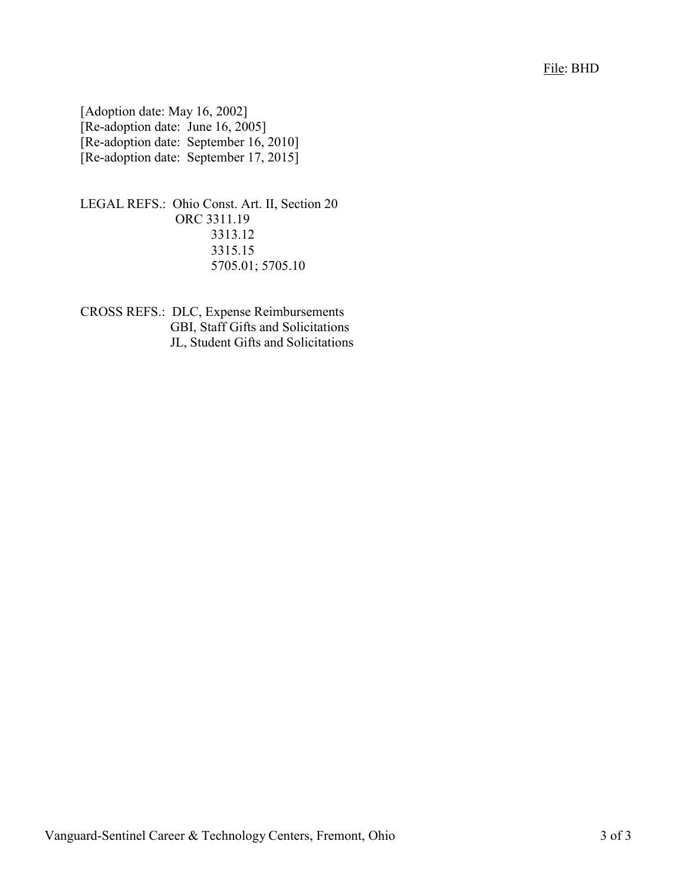[Adoption date: May 16, 2002]
[Re-adoption date: June 16, 2005]
[Re-adoption date: September 16, 2010]
[Re-adoption date: September 17, 2015]

LEGAL REFS.: Ohio Const. Art. II, Section 20
ORC 3311.19
3313.12
3315.15
5705.01; 5705.10

CROSS REFS.: DLC, Expense Reimbursements
GBI, Staff Gifts and Solicitations
JL, Student Gifts and Solicitations